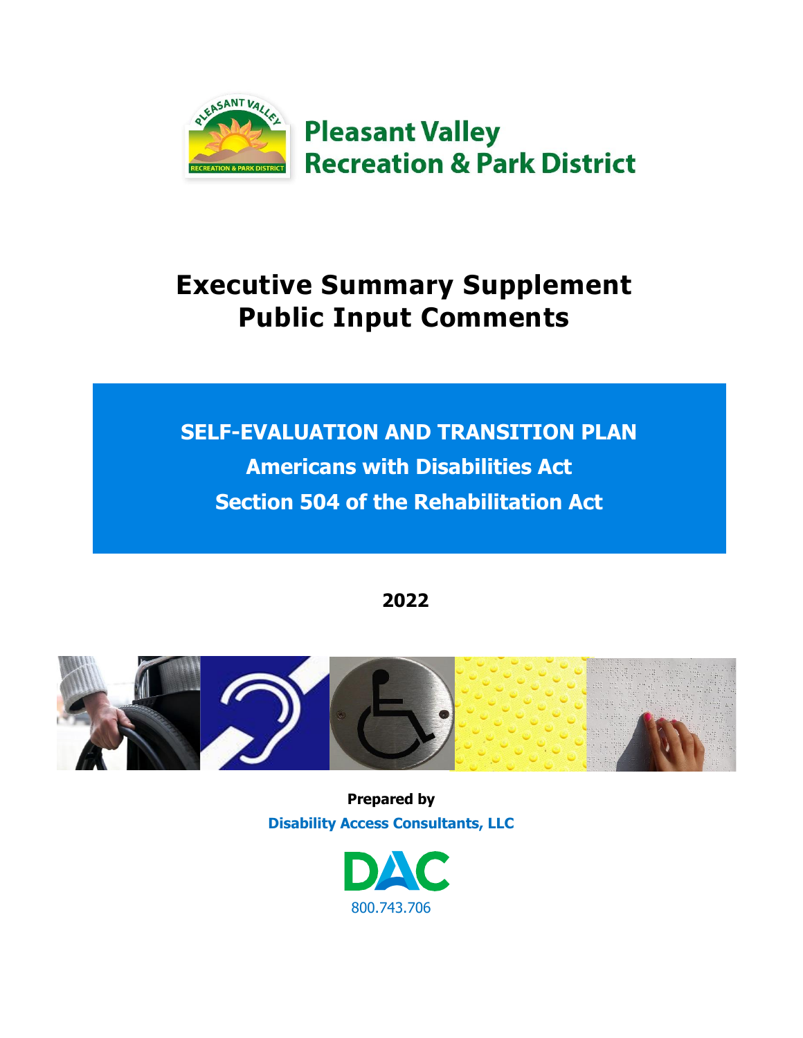Pleasant Valley
Recreation & Park District

# Executive Summary Supplement
# Public Input Comments

**SELF-EVALUATION AND TRANSITION PLAN**
**Americans with Disabilities Act**
**Section 504 of the Rehabilitation Act**

**2022**

**Prepared by**
**Disability Access Consultants, LLC**

DAC
800.743.706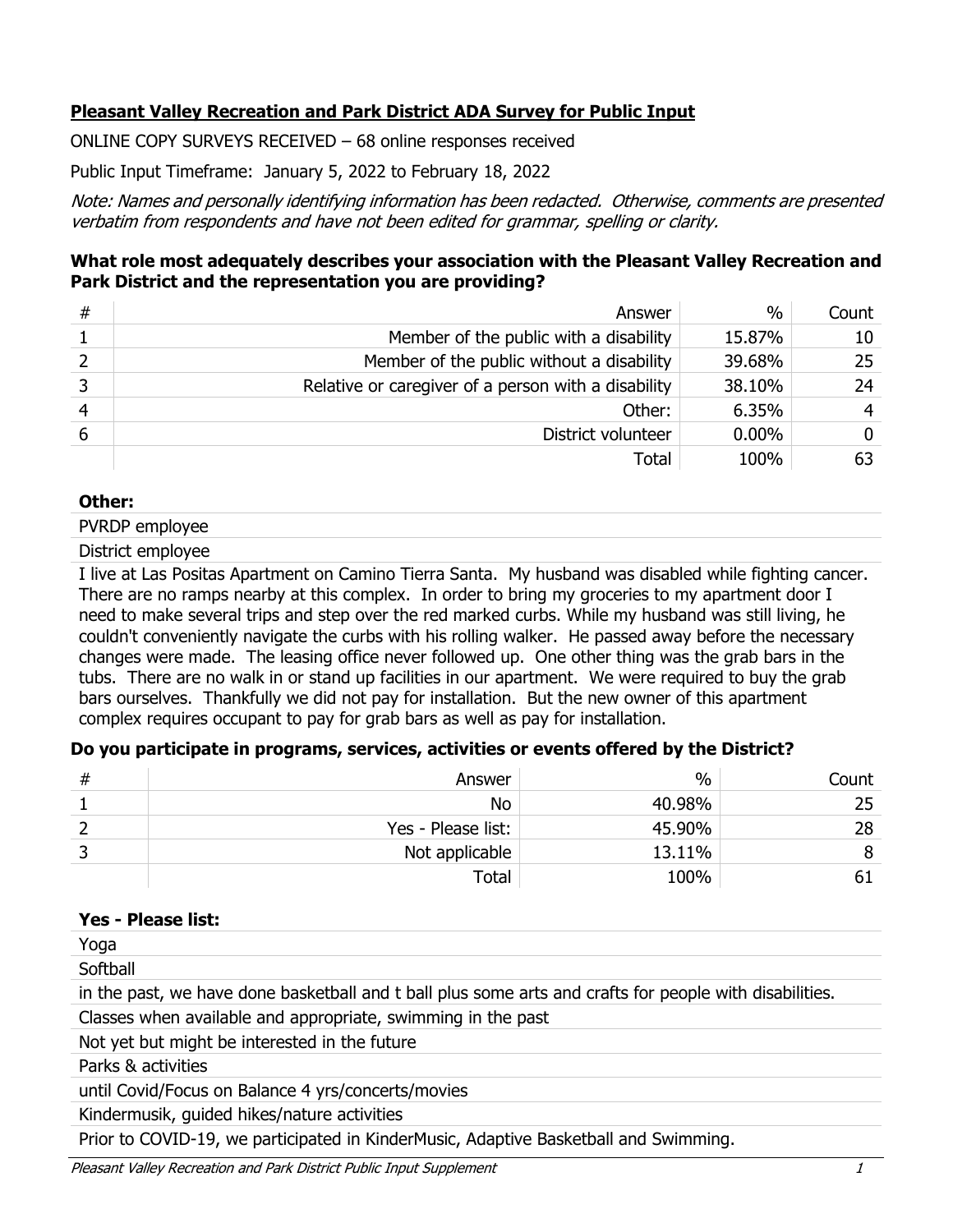**Pleasant Valley Recreation and Park District ADA Survey for Public Input**

ONLINE COPY SURVEYS RECEIVED – 68 online responses received

Public Input Timeframe: January 5, 2022 to February 18, 2022

*Note: Names and personally identifying information has been redacted. Otherwise, comments are presented verbatim from respondents and have not been edited for grammar, spelling or clarity.*

### What role most adequately describes your association with the Pleasant Valley Recreation and Park District and the representation you are providing?

| # | Answer | % | Count |
|---|---|---|---|
| 1 | Member of the public with a disability | 15.87% | 10 |
| 2 | Member of the public without a disability | 39.68% | 25 |
| 3 | Relative or caregiver of a person with a disability | 38.10% | 24 |
| 4 | Other: | 6.35% | 4 |
| 6 | District volunteer | 0.00% | 0 |
| | Total | 100% | 63 |

**Other:**

PVRDP employee

District employee

I live at Las Positas Apartment on Camino Tierra Santa. My husband was disabled while fighting cancer. There are no ramps nearby at this complex. In order to bring my groceries to my apartment door I need to make several trips and step over the red marked curbs. While my husband was still living, he couldn't conveniently navigate the curbs with his rolling walker. He passed away before the necessary changes were made. The leasing office never followed up. One other thing was the grab bars in the tubs. There are no walk in or stand up facilities in our apartment. We were required to buy the grab bars ourselves. Thankfully we did not pay for installation. But the new owner of this apartment complex requires occupant to pay for grab bars as well as pay for installation.

### Do you participate in programs, services, activities or events offered by the District?

| # | Answer | % | Count |
|---|---|---|---|
| 1 | No | 40.98% | 25 |
| 2 | Yes - Please list: | 45.90% | 28 |
| 3 | Not applicable | 13.11% | 8 |
| | Total | 100% | 61 |

**Yes - Please list:**

Yoga

Softball

in the past, we have done basketball and t ball plus some arts and crafts for people with disabilities.

Classes when available and appropriate, swimming in the past

Not yet but might be interested in the future

Parks & activities

until Covid/Focus on Balance 4 yrs/concerts/movies

Kindermusik, guided hikes/nature activities

Prior to COVID-19, we participated in KinderMusic, Adaptive Basketball and Swimming.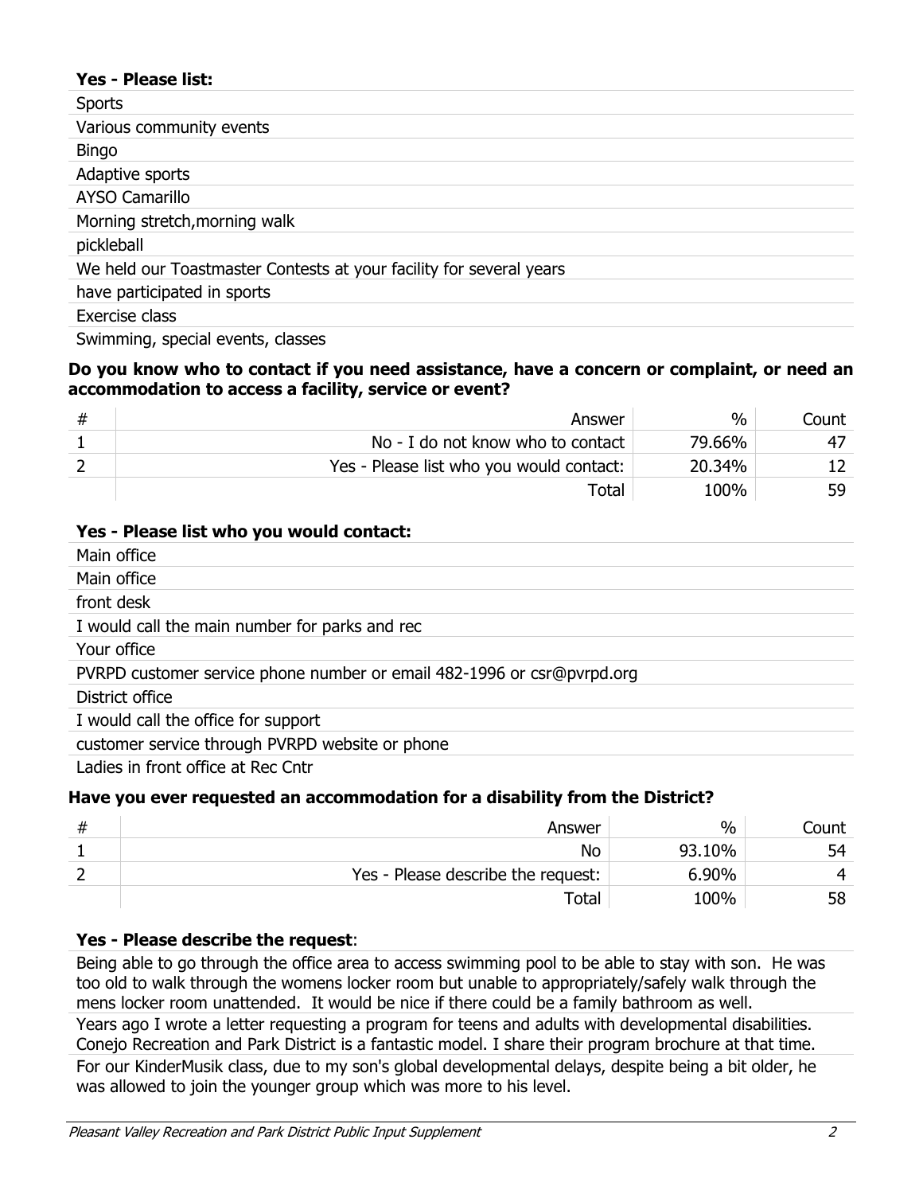**Yes - Please list:**

Sports

Various community events

Bingo

Adaptive sports

AYSO Camarillo

Morning stretch,morning walk

pickleball

We held our Toastmaster Contests at your facility for several years

have participated in sports

Exercise class

Swimming, special events, classes

**Do you know who to contact if you need assistance, have a concern or complaint, or need an accommodation to access a facility, service or event?**

| # | Answer | % | Count |
|---|---|---|---|
| 1 | No - I do not know who to contact | 79.66% | 47 |
| 2 | Yes - Please list who you would contact: | 20.34% | 12 |
| | Total | 100% | 59 |

**Yes - Please list who you would contact:**

Main office

Main office

front desk

I would call the main number for parks and rec

Your office

PVRPD customer service phone number or email 482-1996 or csr@pvrpd.org

District office

I would call the office for support

customer service through PVRPD website or phone

Ladies in front office at Rec Cntr

**Have you ever requested an accommodation for a disability from the District?**

| # | Answer | % | Count |
|---|---|---|---|
| 1 | No | 93.10% | 54 |
| 2 | Yes - Please describe the request: | 6.90% | 4 |
| | Total | 100% | 58 |

**Yes - Please describe the request**:

Being able to go through the office area to access swimming pool to be able to stay with son. He was too old to walk through the womens locker room but unable to appropriately/safely walk through the mens locker room unattended. It would be nice if there could be a family bathroom as well.

Years ago I wrote a letter requesting a program for teens and adults with developmental disabilities. Conejo Recreation and Park District is a fantastic model. I share their program brochure at that time.

For our KinderMusik class, due to my son's global developmental delays, despite being a bit older, he was allowed to join the younger group which was more to his level.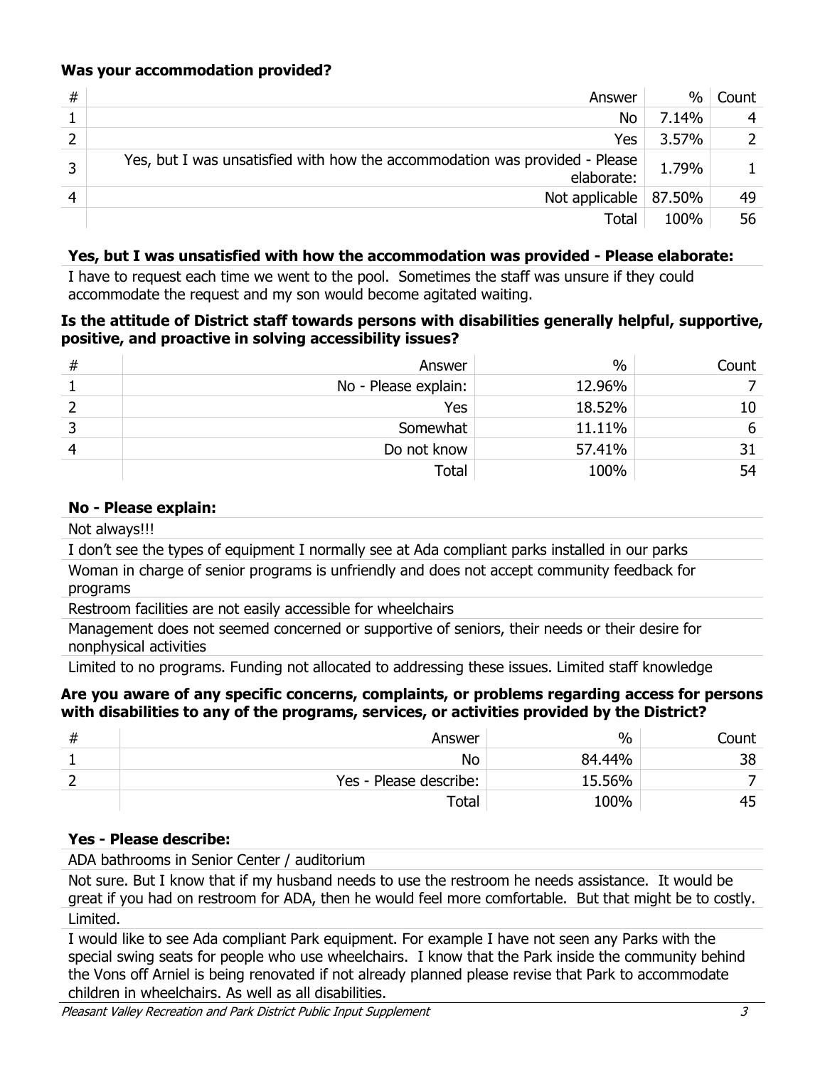**Was your accommodation provided?**

| # | Answer | % | Count |
|---|---|---|---|
| 1 | No | 7.14% | 4 |
| 2 | Yes | 3.57% | 2 |
| 3 | Yes, but I was unsatisfied with how the accommodation was provided - Please elaborate: | 1.79% | 1 |
| 4 | Not applicable | 87.50% | 49 |
| | Total | 100% | 56 |

**Yes, but I was unsatisfied with how the accommodation was provided - Please elaborate:**

I have to request each time we went to the pool. Sometimes the staff was unsure if they could accommodate the request and my son would become agitated waiting.

**Is the attitude of District staff towards persons with disabilities generally helpful, supportive, positive, and proactive in solving accessibility issues?**

| # | Answer | % | Count |
|---|---|---|---|
| 1 | No - Please explain: | 12.96% | 7 |
| 2 | Yes | 18.52% | 10 |
| 3 | Somewhat | 11.11% | 6 |
| 4 | Do not know | 57.41% | 31 |
| | Total | 100% | 54 |

**No - Please explain:**

Not always!!!

I don't see the types of equipment I normally see at Ada compliant parks installed in our parks

Woman in charge of senior programs is unfriendly and does not accept community feedback for programs

Restroom facilities are not easily accessible for wheelchairs

Management does not seemed concerned or supportive of seniors, their needs or their desire for nonphysical activities

Limited to no programs. Funding not allocated to addressing these issues. Limited staff knowledge

**Are you aware of any specific concerns, complaints, or problems regarding access for persons with disabilities to any of the programs, services, or activities provided by the District?**

| # | Answer | % | Count |
|---|---|---|---|
| 1 | No | 84.44% | 38 |
| 2 | Yes - Please describe: | 15.56% | 7 |
| | Total | 100% | 45 |

**Yes - Please describe:**

ADA bathrooms in Senior Center / auditorium

Not sure. But I know that if my husband needs to use the restroom he needs assistance. It would be great if you had on restroom for ADA, then he would feel more comfortable. But that might be to costly.

Limited.

I would like to see Ada compliant Park equipment. For example I have not seen any Parks with the special swing seats for people who use wheelchairs. I know that the Park inside the community behind the Vons off Arniel is being renovated if not already planned please revise that Park to accommodate children in wheelchairs. As well as all disabilities.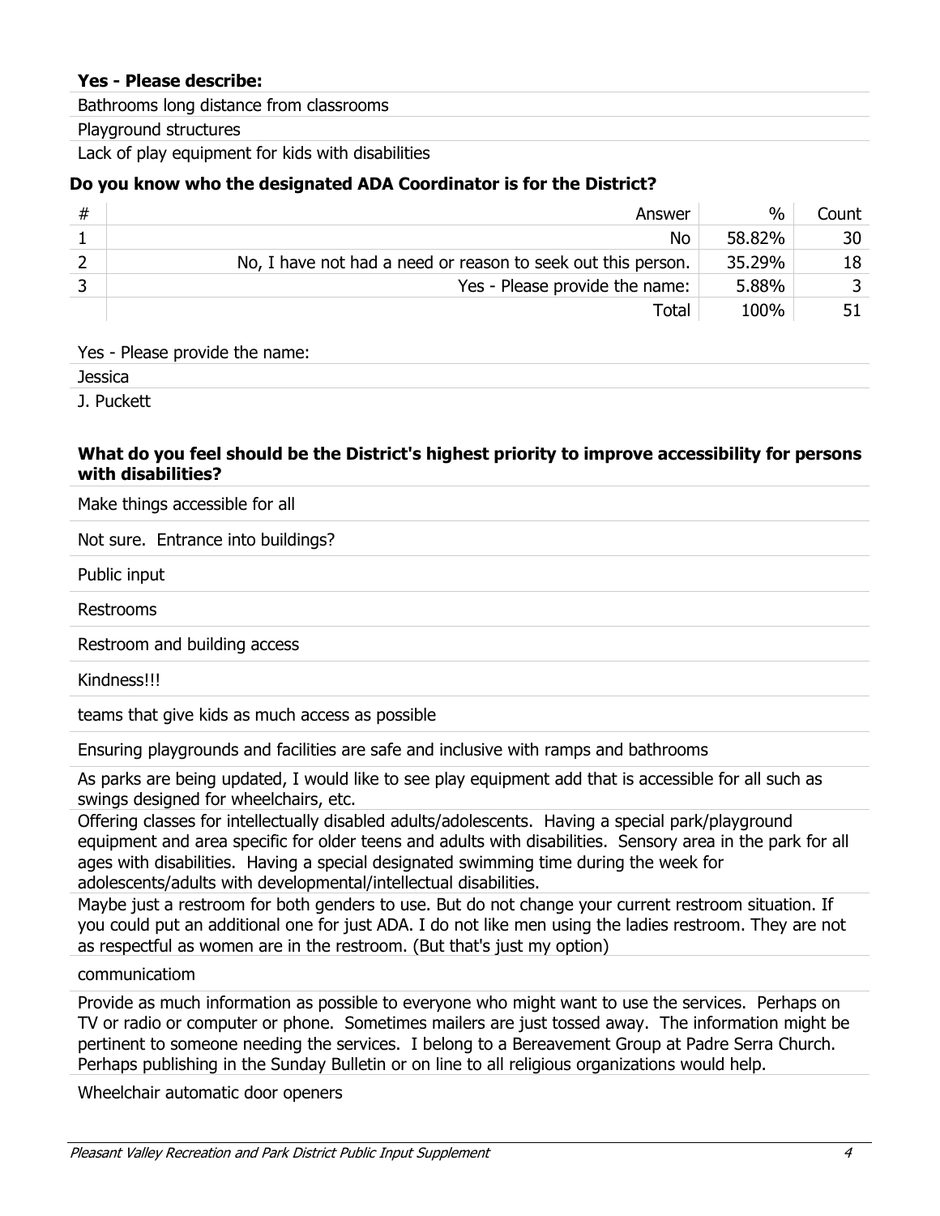**Yes - Please describe:**

Bathrooms long distance from classrooms

Playground structures

Lack of play equipment for kids with disabilities

### Do you know who the designated ADA Coordinator is for the District?

| # | Answer | % | Count |
|---|---|---|---|
| 1 | No | 58.82% | 30 |
| 2 | No, I have not had a need or reason to seek out this person. | 35.29% | 18 |
| 3 | Yes - Please provide the name: | 5.88% | 3 |
| | Total | 100% | 51 |

Yes - Please provide the name:

Jessica

J. Puckett

### What do you feel should be the District's highest priority to improve accessibility for persons with disabilities?

Make things accessible for all

Not sure. Entrance into buildings?

Public input

Restrooms

Restroom and building access

Kindness!!!

teams that give kids as much access as possible

Ensuring playgrounds and facilities are safe and inclusive with ramps and bathrooms

As parks are being updated, I would like to see play equipment add that is accessible for all such as swings designed for wheelchairs, etc.

Offering classes for intellectually disabled adults/adolescents. Having a special park/playground equipment and area specific for older teens and adults with disabilities. Sensory area in the park for all ages with disabilities. Having a special designated swimming time during the week for adolescents/adults with developmental/intellectual disabilities.

Maybe just a restroom for both genders to use. But do not change your current restroom situation. If you could put an additional one for just ADA. I do not like men using the ladies restroom. They are not as respectful as women are in the restroom. (But that's just my option)

communicatiom

Provide as much information as possible to everyone who might want to use the services. Perhaps on TV or radio or computer or phone. Sometimes mailers are just tossed away. The information might be pertinent to someone needing the services. I belong to a Bereavement Group at Padre Serra Church. Perhaps publishing in the Sunday Bulletin or on line to all religious organizations would help.

Wheelchair automatic door openers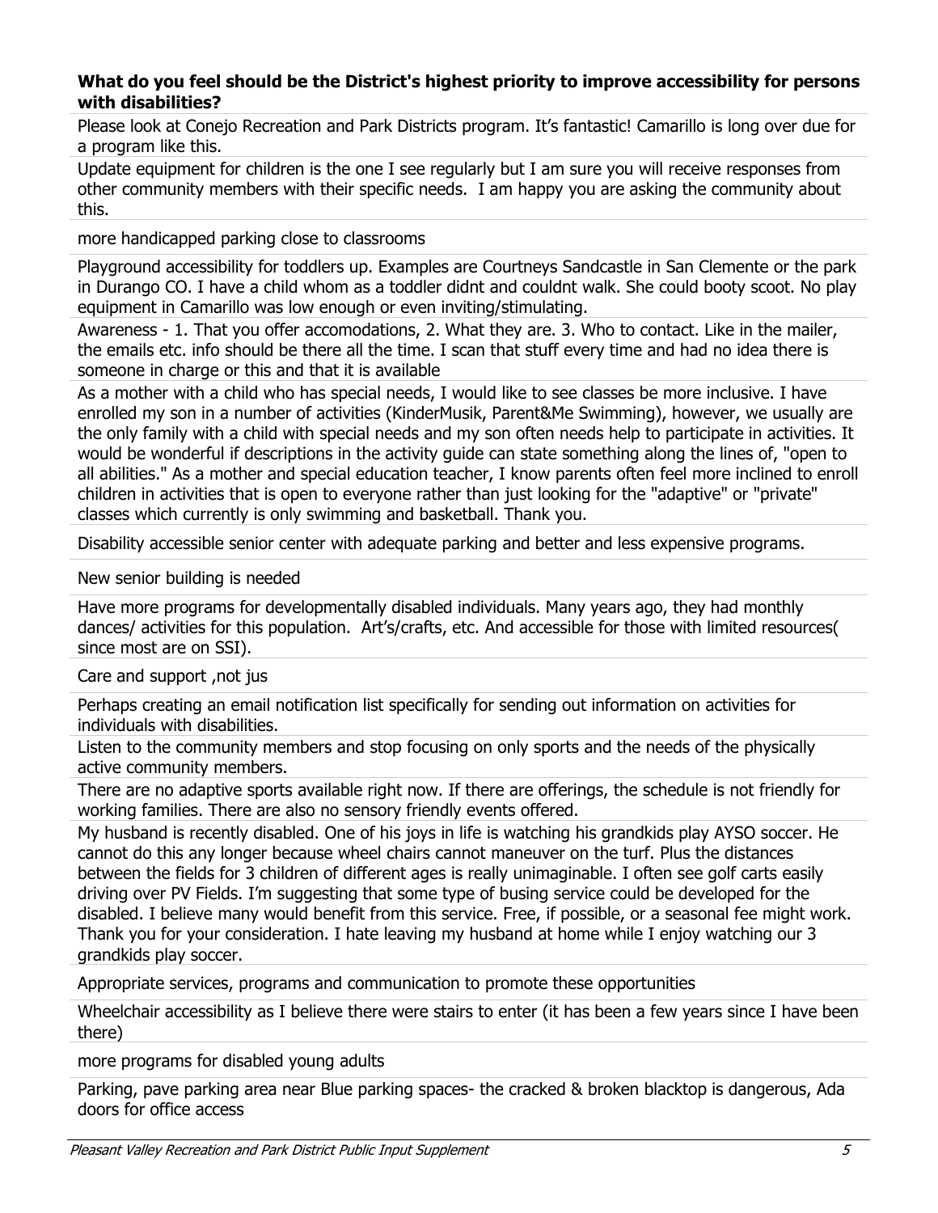**What do you feel should be the District's highest priority to improve accessibility for persons with disabilities?**

Please look at Conejo Recreation and Park Districts program. It's fantastic! Camarillo is long over due for a program like this.

Update equipment for children is the one I see regularly but I am sure you will receive responses from other community members with their specific needs. I am happy you are asking the community about this.

more handicapped parking close to classrooms

Playground accessibility for toddlers up. Examples are Courtneys Sandcastle in San Clemente or the park in Durango CO. I have a child whom as a toddler didnt and couldnt walk. She could booty scoot. No play equipment in Camarillo was low enough or even inviting/stimulating.

Awareness - 1. That you offer accomodations, 2. What they are. 3. Who to contact. Like in the mailer, the emails etc. info should be there all the time. I scan that stuff every time and had no idea there is someone in charge or this and that it is available

As a mother with a child who has special needs, I would like to see classes be more inclusive. I have enrolled my son in a number of activities (KinderMusik, Parent&Me Swimming), however, we usually are the only family with a child with special needs and my son often needs help to participate in activities. It would be wonderful if descriptions in the activity guide can state something along the lines of, "open to all abilities." As a mother and special education teacher, I know parents often feel more inclined to enroll children in activities that is open to everyone rather than just looking for the "adaptive" or "private" classes which currently is only swimming and basketball. Thank you.

Disability accessible senior center with adequate parking and better and less expensive programs.

New senior building is needed

Have more programs for developmentally disabled individuals. Many years ago, they had monthly dances/ activities for this population. Art's/crafts, etc. And accessible for those with limited resources( since most are on SSI).

Care and support ,not jus

Perhaps creating an email notification list specifically for sending out information on activities for individuals with disabilities.

Listen to the community members and stop focusing on only sports and the needs of the physically active community members.

There are no adaptive sports available right now. If there are offerings, the schedule is not friendly for working families. There are also no sensory friendly events offered.

My husband is recently disabled. One of his joys in life is watching his grandkids play AYSO soccer. He cannot do this any longer because wheel chairs cannot maneuver on the turf. Plus the distances between the fields for 3 children of different ages is really unimaginable. I often see golf carts easily driving over PV Fields. I'm suggesting that some type of busing service could be developed for the disabled. I believe many would benefit from this service. Free, if possible, or a seasonal fee might work. Thank you for your consideration. I hate leaving my husband at home while I enjoy watching our 3 grandkids play soccer.

Appropriate services, programs and communication to promote these opportunities

Wheelchair accessibility as I believe there were stairs to enter (it has been a few years since I have been there)

more programs for disabled young adults

Parking, pave parking area near Blue parking spaces- the cracked & broken blacktop is dangerous, Ada doors for office access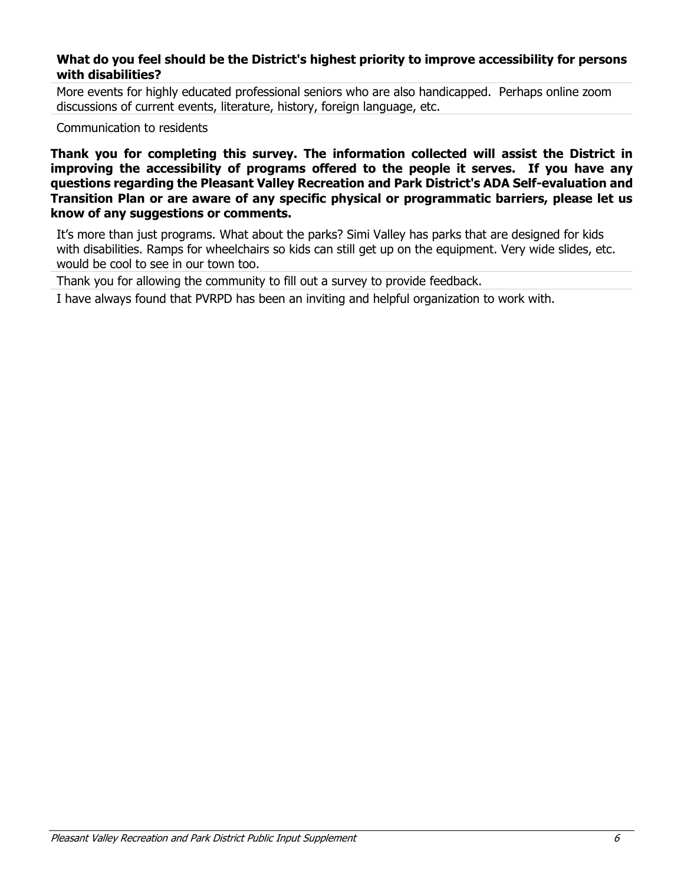**What do you feel should be the District's highest priority to improve accessibility for persons with disabilities?**

More events for highly educated professional seniors who are also handicapped.  Perhaps online zoom discussions of current events, literature, history, foreign language, etc.

Communication to residents

**Thank you for completing this survey. The information collected will assist the District in improving the accessibility of programs offered to the people it serves.  If you have any questions regarding the Pleasant Valley Recreation and Park District's ADA Self-evaluation and Transition Plan or are aware of any specific physical or programmatic barriers, please let us know of any suggestions or comments.**

It's more than just programs. What about the parks? Simi Valley has parks that are designed for kids with disabilities. Ramps for wheelchairs so kids can still get up on the equipment. Very wide slides, etc. would be cool to see in our town too.

Thank you for allowing the community to fill out a survey to provide feedback.

I have always found that PVRPD has been an inviting and helpful organization to work with.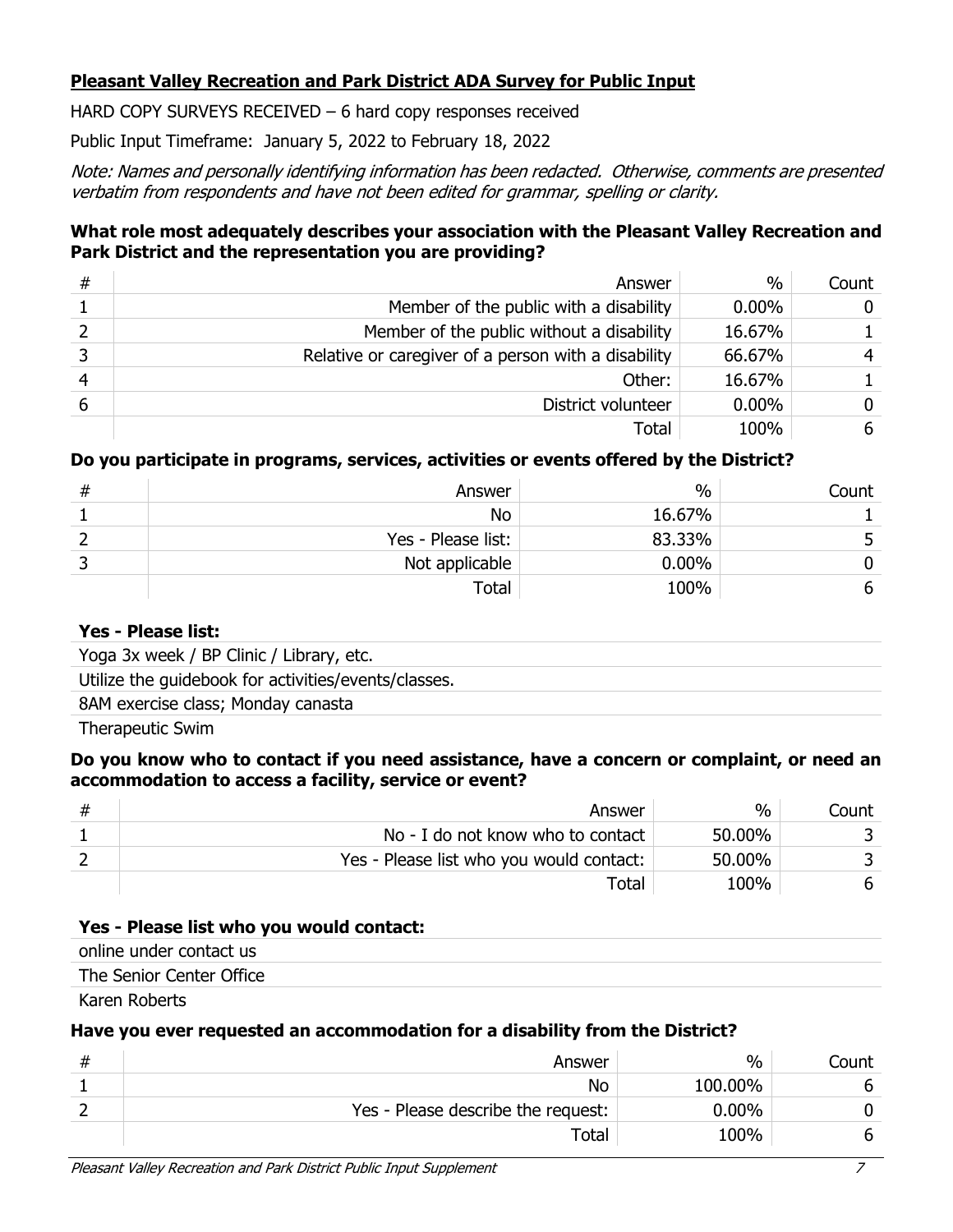## Pleasant Valley Recreation and Park District ADA Survey for Public Input

HARD COPY SURVEYS RECEIVED – 6 hard copy responses received

Public Input Timeframe: January 5, 2022 to February 18, 2022

*Note: Names and personally identifying information has been redacted. Otherwise, comments are presented verbatim from respondents and have not been edited for grammar, spelling or clarity.*

### What role most adequately describes your association with the Pleasant Valley Recreation and Park District and the representation you are providing?

| # | Answer | % | Count |
|---|---|---|---|
| 1 | Member of the public with a disability | 0.00% | 0 |
| 2 | Member of the public without a disability | 16.67% | 1 |
| 3 | Relative or caregiver of a person with a disability | 66.67% | 4 |
| 4 | Other: | 16.67% | 1 |
| 6 | District volunteer | 0.00% | 0 |
| | Total | 100% | 6 |

### Do you participate in programs, services, activities or events offered by the District?

| # | Answer | % | Count |
|---|---|---|---|
| 1 | No | 16.67% | 1 |
| 2 | Yes - Please list: | 83.33% | 5 |
| 3 | Not applicable | 0.00% | 0 |
| | Total | 100% | 6 |

| Yes - Please list: |
|---|
| Yoga 3x week / BP Clinic / Library, etc. |
| Utilize the guidebook for activities/events/classes. |
| 8AM exercise class; Monday canasta |
| Therapeutic Swim |

### Do you know who to contact if you need assistance, have a concern or complaint, or need an accommodation to access a facility, service or event?

| # | Answer | % | Count |
|---|---|---|---|
| 1 | No - I do not know who to contact | 50.00% | 3 |
| 2 | Yes - Please list who you would contact: | 50.00% | 3 |
| | Total | 100% | 6 |

| Yes - Please list who you would contact: |
|---|
| online under contact us |
| The Senior Center Office |
| Karen Roberts |

### Have you ever requested an accommodation for a disability from the District?

| # | Answer | % | Count |
|---|---|---|---|
| 1 | No | 100.00% | 6 |
| 2 | Yes - Please describe the request: | 0.00% | 0 |
| | Total | 100% | 6 |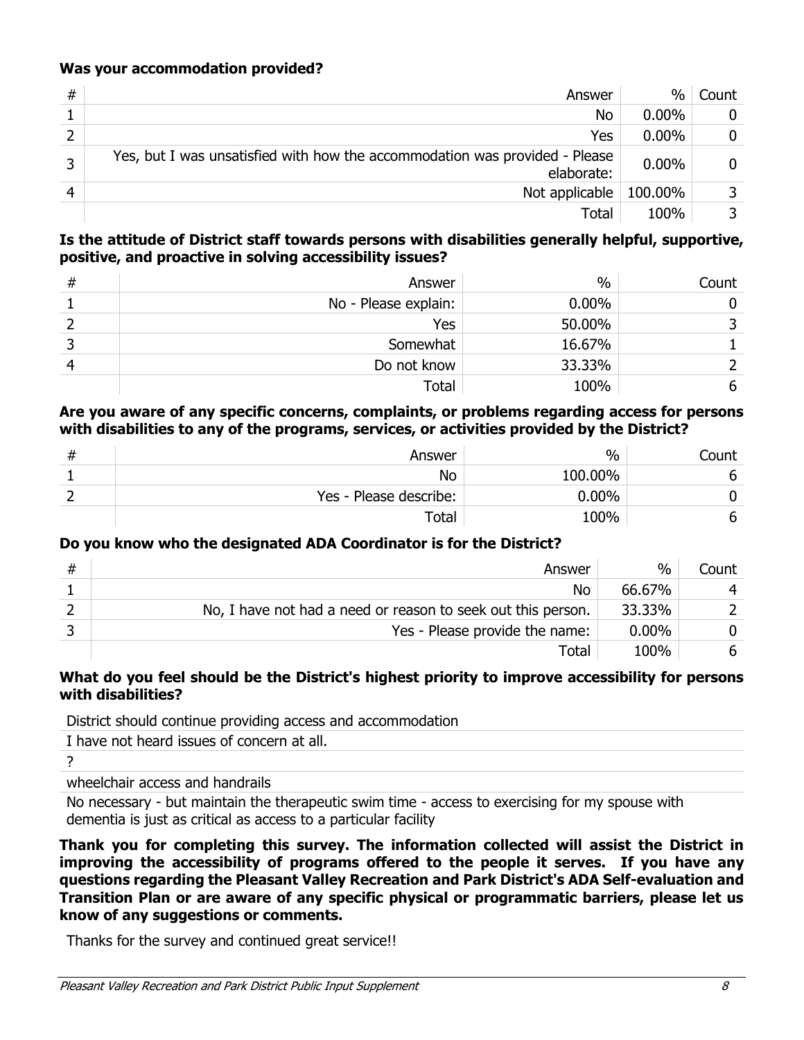**Was your accommodation provided?**

| # | Answer | % | Count |
|---|---|---|---|
| 1 | No | 0.00% | 0 |
| 2 | Yes | 0.00% | 0 |
| 3 | Yes, but I was unsatisfied with how the accommodation was provided - Please elaborate: | 0.00% | 0 |
| 4 | Not applicable | 100.00% | 3 |
| | Total | 100% | 3 |

**Is the attitude of District staff towards persons with disabilities generally helpful, supportive, positive, and proactive in solving accessibility issues?**

| # | Answer | % | Count |
|---|---|---|---|
| 1 | No - Please explain: | 0.00% | 0 |
| 2 | Yes | 50.00% | 3 |
| 3 | Somewhat | 16.67% | 1 |
| 4 | Do not know | 33.33% | 2 |
| | Total | 100% | 6 |

**Are you aware of any specific concerns, complaints, or problems regarding access for persons with disabilities to any of the programs, services, or activities provided by the District?**

| # | Answer | % | Count |
|---|---|---|---|
| 1 | No | 100.00% | 6 |
| 2 | Yes - Please describe: | 0.00% | 0 |
| | Total | 100% | 6 |

**Do you know who the designated ADA Coordinator is for the District?**

| # | Answer | % | Count |
|---|---|---|---|
| 1 | No | 66.67% | 4 |
| 2 | No, I have not had a need or reason to seek out this person. | 33.33% | 2 |
| 3 | Yes - Please provide the name: | 0.00% | 0 |
| | Total | 100% | 6 |

**What do you feel should be the District's highest priority to improve accessibility for persons with disabilities?**

District should continue providing access and accommodation

I have not heard issues of concern at all.

?

wheelchair access and handrails

No necessary - but maintain the therapeutic swim time - access to exercising for my spouse with dementia is just as critical as access to a particular facility

**Thank you for completing this survey. The information collected will assist the District in improving the accessibility of programs offered to the people it serves. If you have any questions regarding the Pleasant Valley Recreation and Park District's ADA Self-evaluation and Transition Plan or are aware of any specific physical or programmatic barriers, please let us know of any suggestions or comments.**

Thanks for the survey and continued great service!!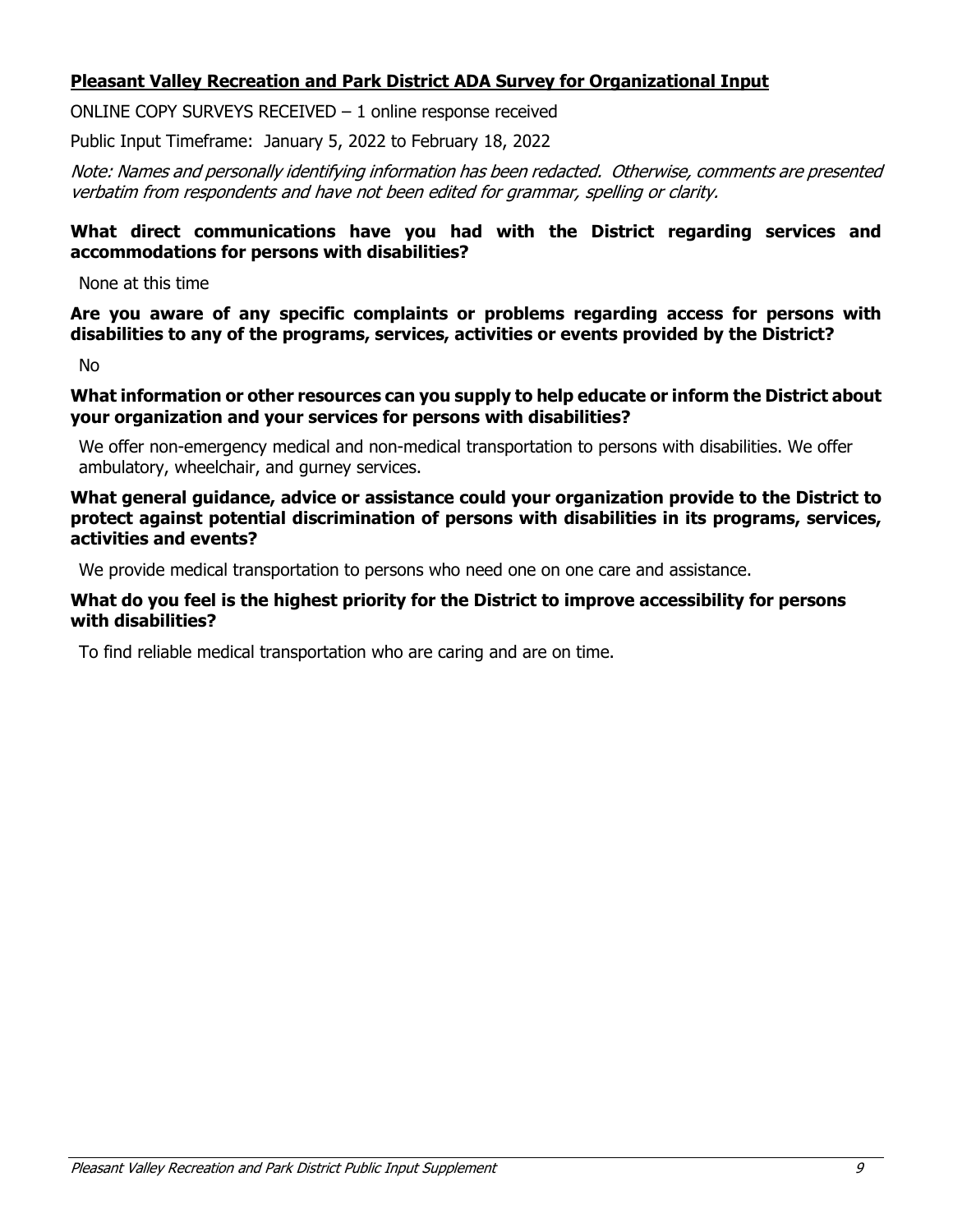**Pleasant Valley Recreation and Park District ADA Survey for Organizational Input**

ONLINE COPY SURVEYS RECEIVED – 1 online response received

Public Input Timeframe: January 5, 2022 to February 18, 2022

*Note: Names and personally identifying information has been redacted. Otherwise, comments are presented verbatim from respondents and have not been edited for grammar, spelling or clarity.*

**What direct communications have you had with the District regarding services and accommodations for persons with disabilities?**

None at this time

**Are you aware of any specific complaints or problems regarding access for persons with disabilities to any of the programs, services, activities or events provided by the District?**

No

**What information or other resources can you supply to help educate or inform the District about your organization and your services for persons with disabilities?**

We offer non-emergency medical and non-medical transportation to persons with disabilities. We offer ambulatory, wheelchair, and gurney services.

**What general guidance, advice or assistance could your organization provide to the District to protect against potential discrimination of persons with disabilities in its programs, services, activities and events?**

We provide medical transportation to persons who need one on one care and assistance.

**What do you feel is the highest priority for the District to improve accessibility for persons with disabilities?**

To find reliable medical transportation who are caring and are on time.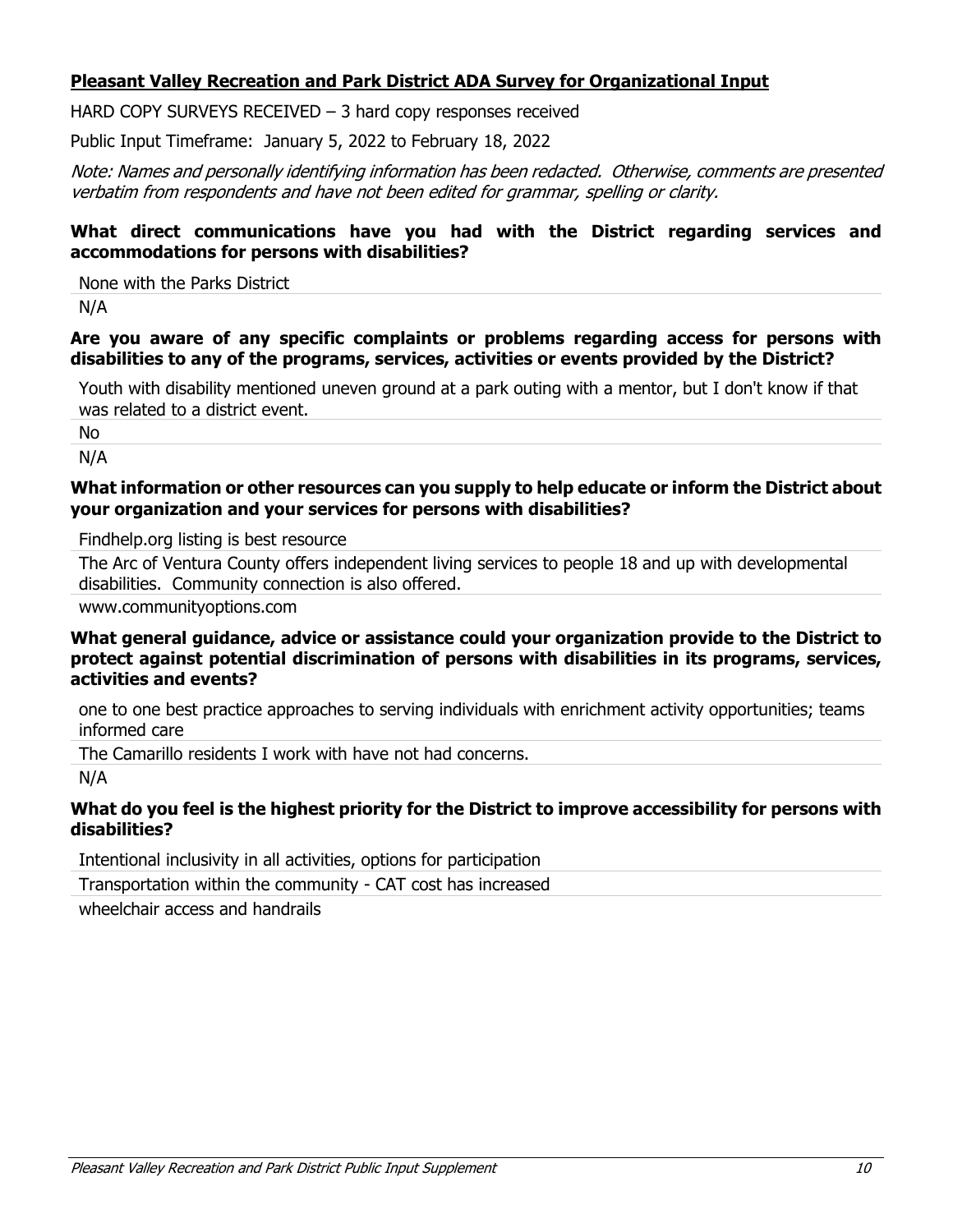## **Pleasant Valley Recreation and Park District ADA Survey for Organizational Input**

HARD COPY SURVEYS RECEIVED – 3 hard copy responses received

Public Input Timeframe: January 5, 2022 to February 18, 2022

*Note: Names and personally identifying information has been redacted. Otherwise, comments are presented verbatim from respondents and have not been edited for grammar, spelling or clarity.*

### What direct communications have you had with the District regarding services and accommodations for persons with disabilities?

None with the Parks District

N/A

### Are you aware of any specific complaints or problems regarding access for persons with disabilities to any of the programs, services, activities or events provided by the District?

Youth with disability mentioned uneven ground at a park outing with a mentor, but I don't know if that was related to a district event.

No

N/A

### What information or other resources can you supply to help educate or inform the District about your organization and your services for persons with disabilities?

Findhelp.org listing is best resource

The Arc of Ventura County offers independent living services to people 18 and up with developmental disabilities. Community connection is also offered.

www.communityoptions.com

### What general guidance, advice or assistance could your organization provide to the District to protect against potential discrimination of persons with disabilities in its programs, services, activities and events?

one to one best practice approaches to serving individuals with enrichment activity opportunities; teams informed care

The Camarillo residents I work with have not had concerns.

N/A

### What do you feel is the highest priority for the District to improve accessibility for persons with disabilities?

Intentional inclusivity in all activities, options for participation

Transportation within the community - CAT cost has increased

wheelchair access and handrails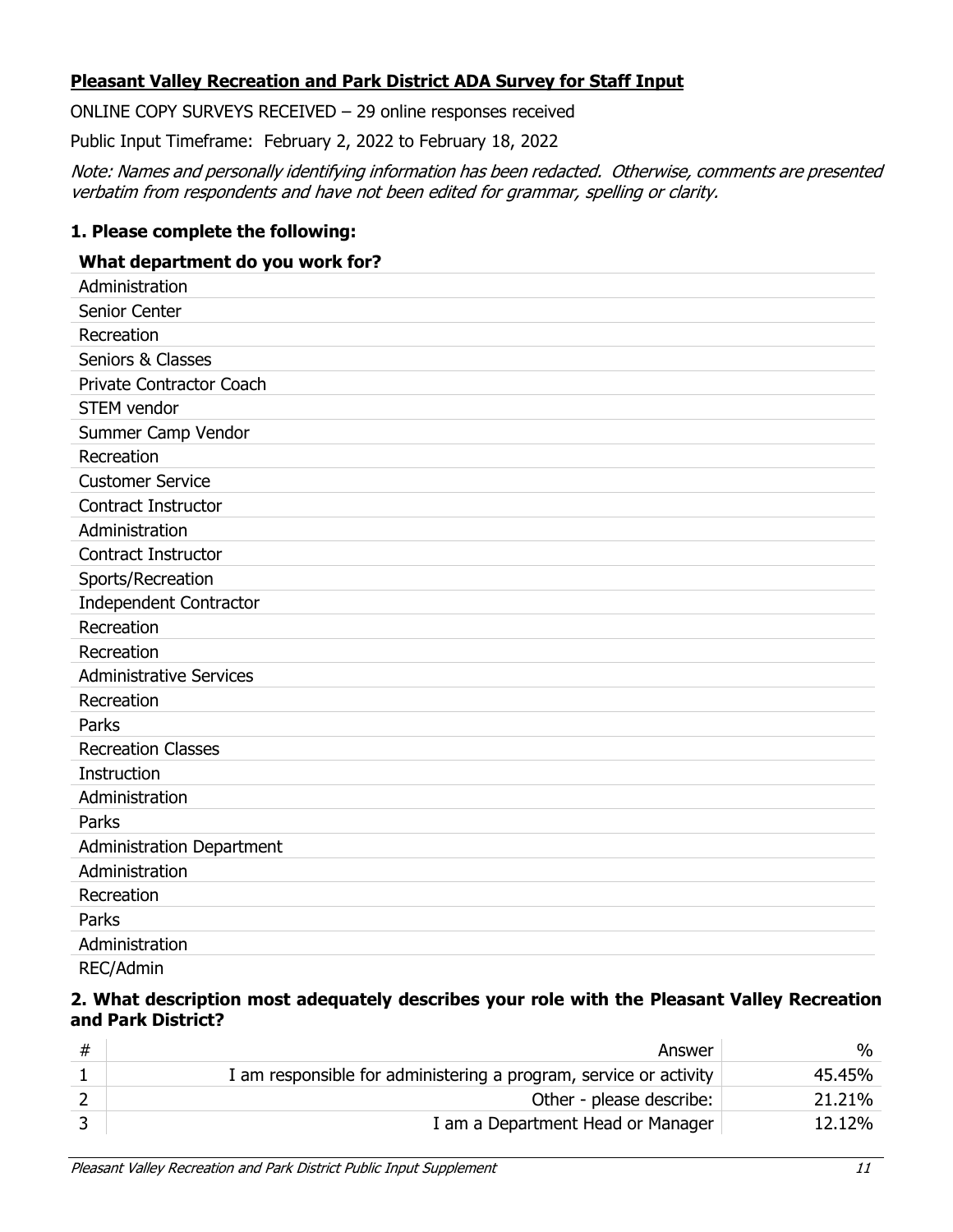**Pleasant Valley Recreation and Park District ADA Survey for Staff Input**

ONLINE COPY SURVEYS RECEIVED – 29 online responses received

Public Input Timeframe: February 2, 2022 to February 18, 2022

*Note: Names and personally identifying information has been redacted. Otherwise, comments are presented verbatim from respondents and have not been edited for grammar, spelling or clarity.*

### 1. Please complete the following:

| What department do you work for? |
|---|
| Administration |
| Senior Center |
| Recreation |
| Seniors & Classes |
| Private Contractor Coach |
| STEM vendor |
| Summer Camp Vendor |
| Recreation |
| Customer Service |
| Contract Instructor |
| Administration |
| Contract Instructor |
| Sports/Recreation |
| Independent Contractor |
| Recreation |
| Recreation |
| Administrative Services |
| Recreation |
| Parks |
| Recreation Classes |
| Instruction |
| Administration |
| Parks |
| Administration Department |
| Administration |
| Recreation |
| Parks |
| Administration |
| REC/Admin |

### 2. What description most adequately describes your role with the Pleasant Valley Recreation and Park District?

| # | Answer | % |
|---|---|---|
| 1 | I am responsible for administering a program, service or activity | 45.45% |
| 2 | Other - please describe: | 21.21% |
| 3 | I am a Department Head or Manager | 12.12% |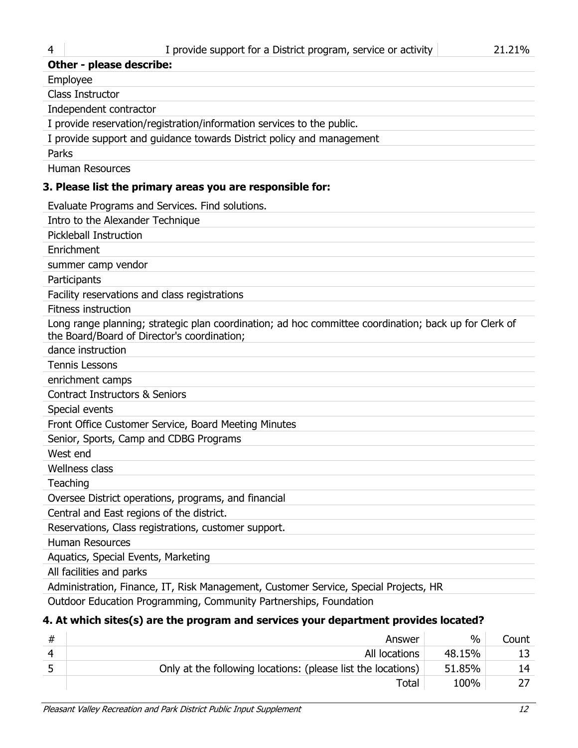| 4 | I provide support for a District program, service or activity | 21.21% |
|---|---|---|

**Other - please describe:**

Employee

Class Instructor

Independent contractor

I provide reservation/registration/information services to the public.

I provide support and guidance towards District policy and management

Parks

Human Resources

### 3. Please list the primary areas you are responsible for:

Evaluate Programs and Services. Find solutions.

Intro to the Alexander Technique

Pickleball Instruction

Enrichment

summer camp vendor

Participants

Facility reservations and class registrations

Fitness instruction

Long range planning; strategic plan coordination; ad hoc committee coordination; back up for Clerk of the Board/Board of Director's coordination;

dance instruction

Tennis Lessons

enrichment camps

Contract Instructors & Seniors

Special events

Front Office Customer Service, Board Meeting Minutes

Senior, Sports, Camp and CDBG Programs

West end

Wellness class

Teaching

Oversee District operations, programs, and financial

Central and East regions of the district.

Reservations, Class registrations, customer support.

Human Resources

Aquatics, Special Events, Marketing

All facilities and parks

Administration, Finance, IT, Risk Management, Customer Service, Special Projects, HR

Outdoor Education Programming, Community Partnerships, Foundation

### 4. At which sites(s) are the program and services your department provides located?

| # | Answer | % | Count |
|---|---|---|---|
| 4 | All locations | 48.15% | 13 |
| 5 | Only at the following locations: (please list the locations) | 51.85% | 14 |
| | Total | 100% | 27 |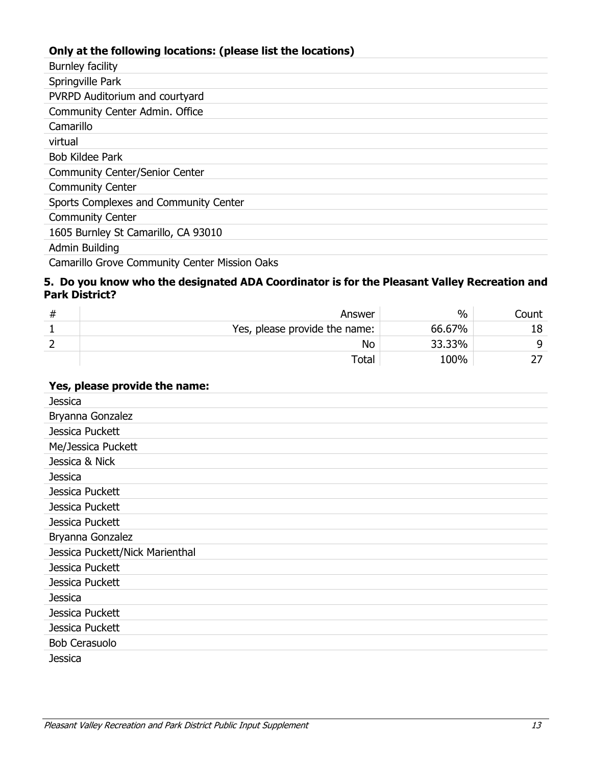**Only at the following locations: (please list the locations)**

| |
|---|
| Burnley facility |
| Springville Park |
| PVRPD Auditorium and courtyard |
| Community Center Admin. Office |
| Camarillo |
| virtual |
| Bob Kildee Park |
| Community Center/Senior Center |
| Community Center |
| Sports Complexes and Community Center |
| Community Center |
| 1605 Burnley St Camarillo, CA 93010 |
| Admin Building |
| Camarillo Grove Community Center Mission Oaks |

### 5. Do you know who the designated ADA Coordinator is for the Pleasant Valley Recreation and Park District?

| # | Answer | % | Count |
|---|---|---|---|
| 1 | Yes, please provide the name: | 66.67% | 18 |
| 2 | No | 33.33% | 9 |
| | Total | 100% | 27 |

**Yes, please provide the name:**

| |
|---|
| Jessica |
| Bryanna Gonzalez |
| Jessica Puckett |
| Me/Jessica Puckett |
| Jessica & Nick |
| Jessica |
| Jessica Puckett |
| Jessica Puckett |
| Jessica Puckett |
| Bryanna Gonzalez |
| Jessica Puckett/Nick Marienthal |
| Jessica Puckett |
| Jessica Puckett |
| Jessica |
| Jessica Puckett |
| Jessica Puckett |
| Bob Cerasuolo |
| Jessica |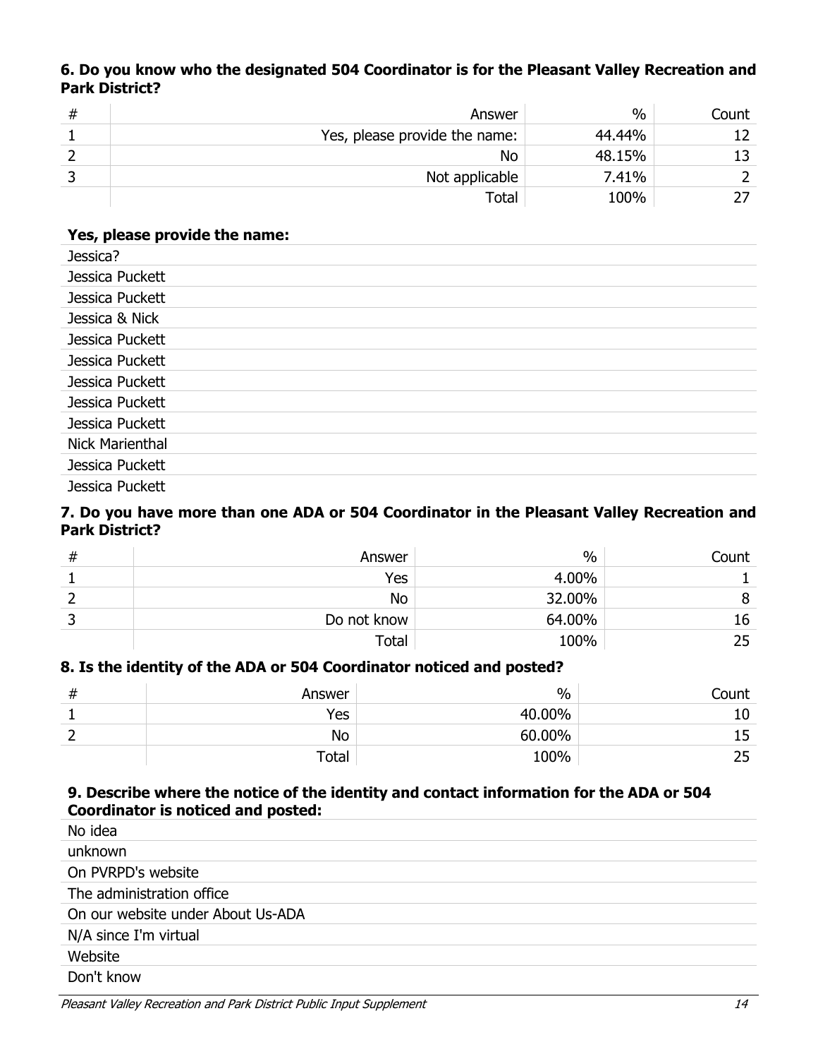**6. Do you know who the designated 504 Coordinator is for the Pleasant Valley Recreation and Park District?**

| # | Answer | % | Count |
|---|---|---|---|
| 1 | Yes, please provide the name: | 44.44% | 12 |
| 2 | No | 48.15% | 13 |
| 3 | Not applicable | 7.41% | 2 |
| | Total | 100% | 27 |

**Yes, please provide the name:**

| |
|---|
| Jessica? |
| Jessica Puckett |
| Jessica Puckett |
| Jessica & Nick |
| Jessica Puckett |
| Jessica Puckett |
| Jessica Puckett |
| Jessica Puckett |
| Jessica Puckett |
| Nick Marienthal |
| Jessica Puckett |
| Jessica Puckett |

**7. Do you have more than one ADA or 504 Coordinator in the Pleasant Valley Recreation and Park District?**

| # | Answer | % | Count |
|---|---|---|---|
| 1 | Yes | 4.00% | 1 |
| 2 | No | 32.00% | 8 |
| 3 | Do not know | 64.00% | 16 |
| | Total | 100% | 25 |

**8. Is the identity of the ADA or 504 Coordinator noticed and posted?**

| # | Answer | % | Count |
|---|---|---|---|
| 1 | Yes | 40.00% | 10 |
| 2 | No | 60.00% | 15 |
| | Total | 100% | 25 |

**9. Describe where the notice of the identity and contact information for the ADA or 504 Coordinator is noticed and posted:**

| |
|---|
| No idea |
| unknown |
| On PVRPD's website |
| The administration office |
| On our website under About Us-ADA |
| N/A since I'm virtual |
| Website |
| Don't know |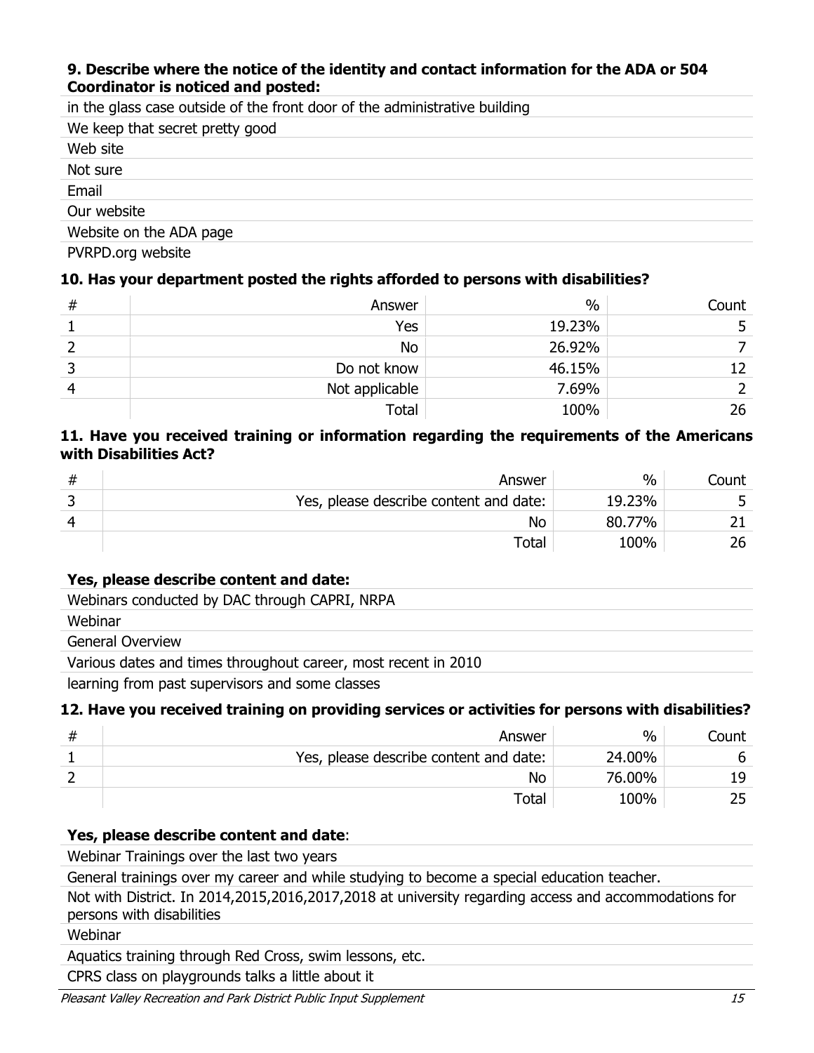**9. Describe where the notice of the identity and contact information for the ADA or 504 Coordinator is noticed and posted:**

in the glass case outside of the front door of the administrative building

We keep that secret pretty good

Web site

Not sure

Email

Our website

Website on the ADA page

PVRPD.org website

**10. Has your department posted the rights afforded to persons with disabilities?**

| # | Answer | % | Count |
|---|---|---|---|
| 1 | Yes | 19.23% | 5 |
| 2 | No | 26.92% | 7 |
| 3 | Do not know | 46.15% | 12 |
| 4 | Not applicable | 7.69% | 2 |
| | Total | 100% | 26 |

**11. Have you received training or information regarding the requirements of the Americans with Disabilities Act?**

| # | Answer | % | Count |
|---|---|---|---|
| 3 | Yes, please describe content and date: | 19.23% | 5 |
| 4 | No | 80.77% | 21 |
| | Total | 100% | 26 |

**Yes, please describe content and date:**

Webinars conducted by DAC through CAPRI, NRPA

Webinar

General Overview

Various dates and times throughout career, most recent in 2010

learning from past supervisors and some classes

**12. Have you received training on providing services or activities for persons with disabilities?**

| # | Answer | % | Count |
|---|---|---|---|
| 1 | Yes, please describe content and date: | 24.00% | 6 |
| 2 | No | 76.00% | 19 |
| | Total | 100% | 25 |

**Yes, please describe content and date**:

Webinar Trainings over the last two years

General trainings over my career and while studying to become a special education teacher.

Not with District. In 2014,2015,2016,2017,2018 at university regarding access and accommodations for persons with disabilities

Webinar

Aquatics training through Red Cross, swim lessons, etc.

CPRS class on playgrounds talks a little about it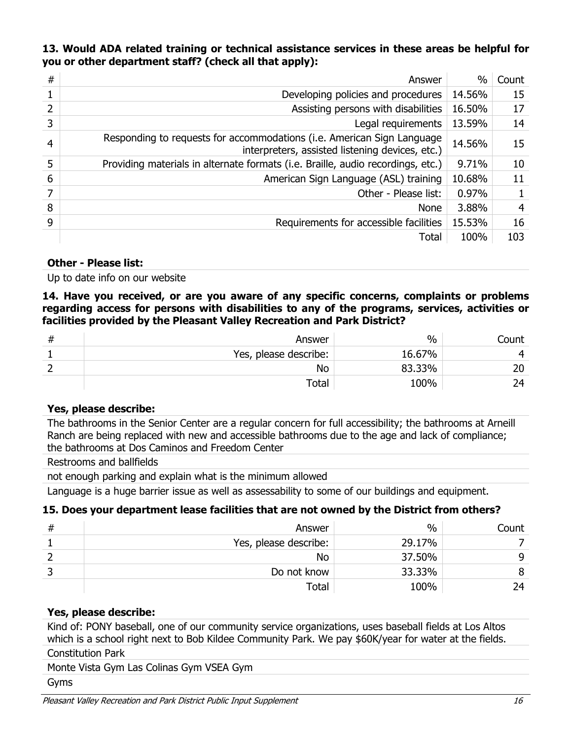**13. Would ADA related training or technical assistance services in these areas be helpful for you or other department staff? (check all that apply):**

| # | Answer | % | Count |
|---|---|---|---|
| 1 | Developing policies and procedures | 14.56% | 15 |
| 2 | Assisting persons with disabilities | 16.50% | 17 |
| 3 | Legal requirements | 13.59% | 14 |
| 4 | Responding to requests for accommodations (i.e. American Sign Language interpreters, assisted listening devices, etc.) | 14.56% | 15 |
| 5 | Providing materials in alternate formats (i.e. Braille, audio recordings, etc.) | 9.71% | 10 |
| 6 | American Sign Language (ASL) training | 10.68% | 11 |
| 7 | Other - Please list: | 0.97% | 1 |
| 8 | None | 3.88% | 4 |
| 9 | Requirements for accessible facilities | 15.53% | 16 |
| | Total | 100% | 103 |

**Other - Please list:**

Up to date info on our website

**14. Have you received, or are you aware of any specific concerns, complaints or problems regarding access for persons with disabilities to any of the programs, services, activities or facilities provided by the Pleasant Valley Recreation and Park District?**

| # | Answer | % | Count |
|---|---|---|---|
| 1 | Yes, please describe: | 16.67% | 4 |
| 2 | No | 83.33% | 20 |
| | Total | 100% | 24 |

**Yes, please describe:**

The bathrooms in the Senior Center are a regular concern for full accessibility; the bathrooms at Arneill Ranch are being replaced with new and accessible bathrooms due to the age and lack of compliance; the bathrooms at Dos Caminos and Freedom Center

Restrooms and ballfields

not enough parking and explain what is the minimum allowed

Language is a huge barrier issue as well as assessability to some of our buildings and equipment.

**15. Does your department lease facilities that are not owned by the District from others?**

| # | Answer | % | Count |
|---|---|---|---|
| 1 | Yes, please describe: | 29.17% | 7 |
| 2 | No | 37.50% | 9 |
| 3 | Do not know | 33.33% | 8 |
| | Total | 100% | 24 |

**Yes, please describe:**

Kind of: PONY baseball, one of our community service organizations, uses baseball fields at Los Altos which is a school right next to Bob Kildee Community Park. We pay $60K/year for water at the fields.

Constitution Park

Monte Vista Gym Las Colinas Gym VSEA Gym

Gyms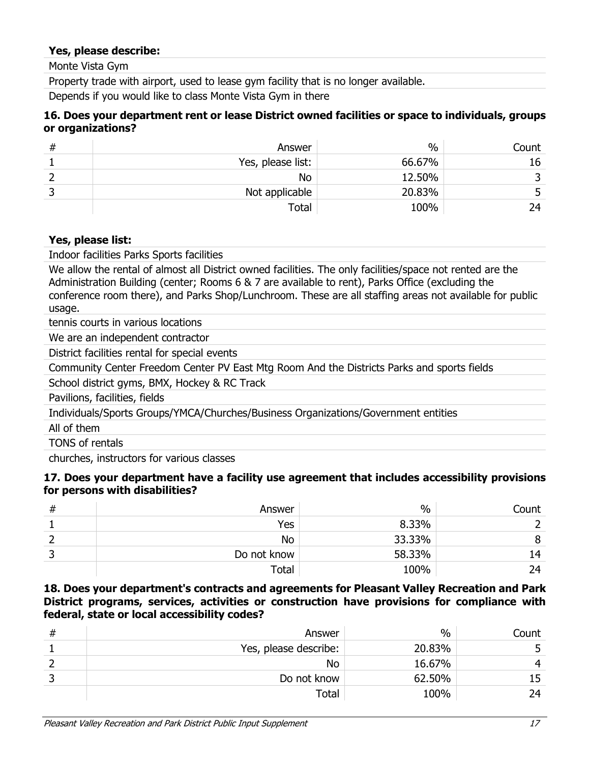**Yes, please describe:**

Monte Vista Gym

Property trade with airport, used to lease gym facility that is no longer available.

Depends if you would like to class Monte Vista Gym in there

**16. Does your department rent or lease District owned facilities or space to individuals, groups or organizations?**

| # | Answer | % | Count |
|---|---|---|---|
| 1 | Yes, please list: | 66.67% | 16 |
| 2 | No | 12.50% | 3 |
| 3 | Not applicable | 20.83% | 5 |
| | Total | 100% | 24 |

**Yes, please list:**

Indoor facilities Parks Sports facilities

We allow the rental of almost all District owned facilities. The only facilities/space not rented are the Administration Building (center; Rooms 6 & 7 are available to rent), Parks Office (excluding the conference room there), and Parks Shop/Lunchroom. These are all staffing areas not available for public usage.

tennis courts in various locations

We are an independent contractor

District facilities rental for special events

Community Center Freedom Center PV East Mtg Room And the Districts Parks and sports fields

School district gyms, BMX, Hockey & RC Track

Pavilions, facilities, fields

Individuals/Sports Groups/YMCA/Churches/Business Organizations/Government entities

All of them

TONS of rentals

churches, instructors for various classes

**17. Does your department have a facility use agreement that includes accessibility provisions for persons with disabilities?**

| # | Answer | % | Count |
|---|---|---|---|
| 1 | Yes | 8.33% | 2 |
| 2 | No | 33.33% | 8 |
| 3 | Do not know | 58.33% | 14 |
| | Total | 100% | 24 |

**18. Does your department's contracts and agreements for Pleasant Valley Recreation and Park District programs, services, activities or construction have provisions for compliance with federal, state or local accessibility codes?**

| # | Answer | % | Count |
|---|---|---|---|
| 1 | Yes, please describe: | 20.83% | 5 |
| 2 | No | 16.67% | 4 |
| 3 | Do not know | 62.50% | 15 |
| | Total | 100% | 24 |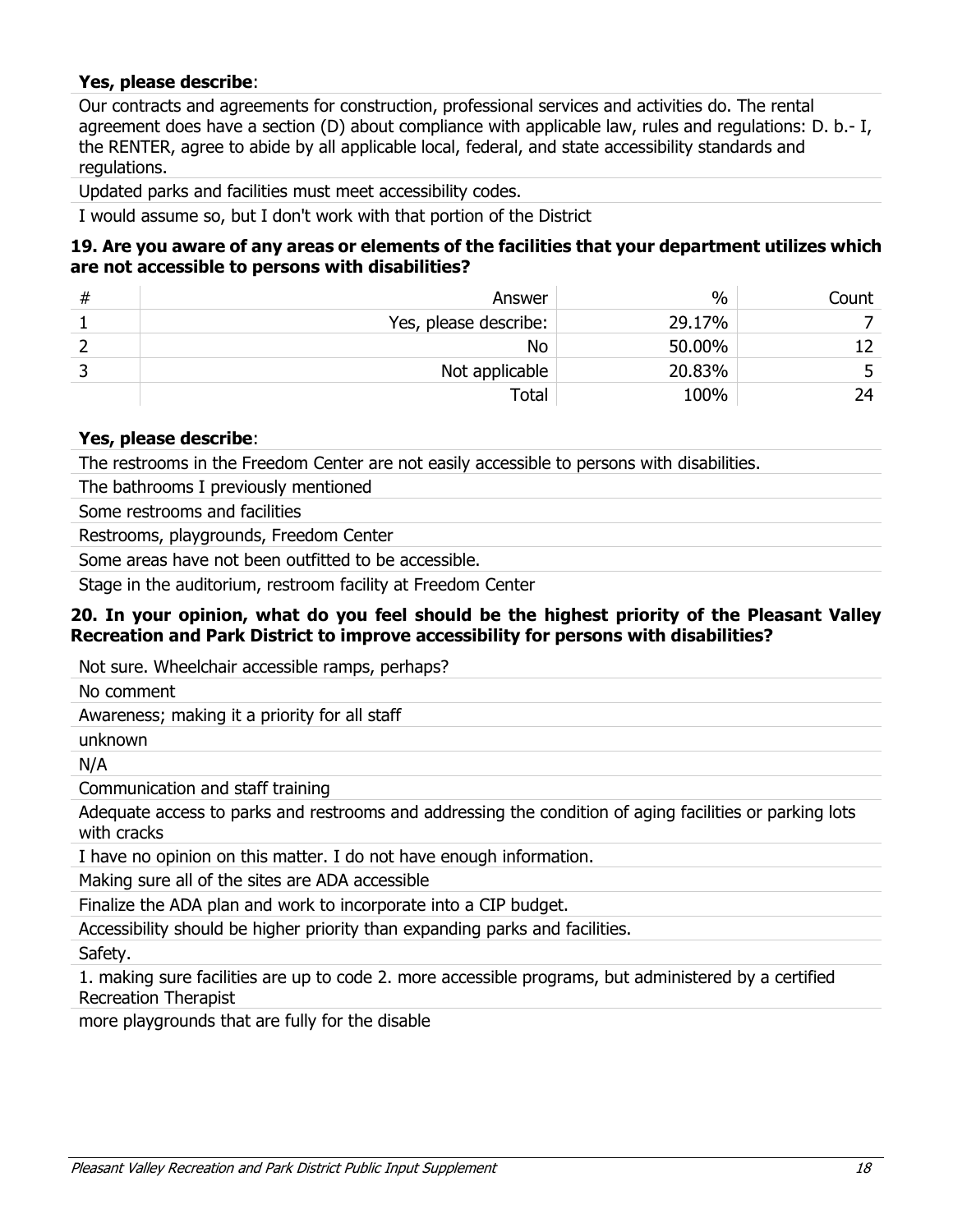**Yes, please describe**:

Our contracts and agreements for construction, professional services and activities do. The rental agreement does have a section (D) about compliance with applicable law, rules and regulations: D. b.- I, the RENTER, agree to abide by all applicable local, federal, and state accessibility standards and regulations.

Updated parks and facilities must meet accessibility codes.

I would assume so, but I don't work with that portion of the District

**19. Are you aware of any areas or elements of the facilities that your department utilizes which are not accessible to persons with disabilities?**

| # | Answer | % | Count |
|---|---|---|---|
| 1 | Yes, please describe: | 29.17% | 7 |
| 2 | No | 50.00% | 12 |
| 3 | Not applicable | 20.83% | 5 |
| | Total | 100% | 24 |

**Yes, please describe**:

The restrooms in the Freedom Center are not easily accessible to persons with disabilities.

The bathrooms I previously mentioned

Some restrooms and facilities

Restrooms, playgrounds, Freedom Center

Some areas have not been outfitted to be accessible.

Stage in the auditorium, restroom facility at Freedom Center

**20. In your opinion, what do you feel should be the highest priority of the Pleasant Valley Recreation and Park District to improve accessibility for persons with disabilities?**

Not sure. Wheelchair accessible ramps, perhaps?

No comment

Awareness; making it a priority for all staff

unknown

N/A

Communication and staff training

Adequate access to parks and restrooms and addressing the condition of aging facilities or parking lots with cracks

I have no opinion on this matter. I do not have enough information.

Making sure all of the sites are ADA accessible

Finalize the ADA plan and work to incorporate into a CIP budget.

Accessibility should be higher priority than expanding parks and facilities.

Safety.

1. making sure facilities are up to code 2. more accessible programs, but administered by a certified Recreation Therapist

more playgrounds that are fully for the disable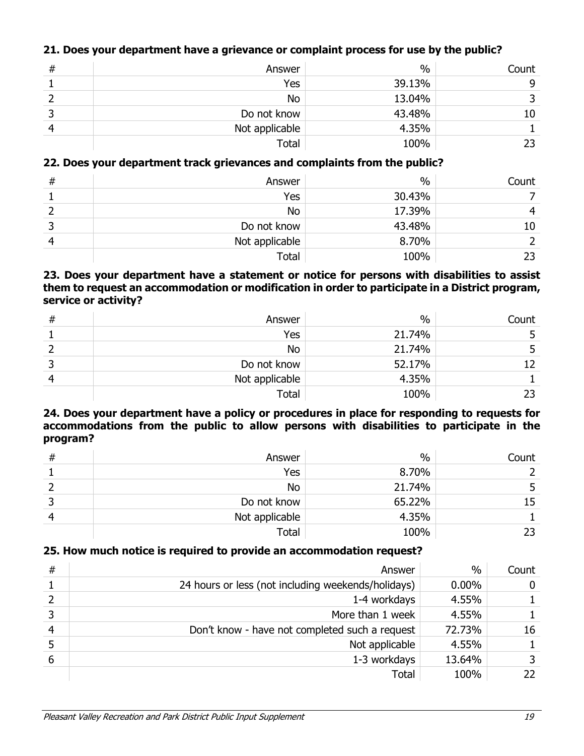**21. Does your department have a grievance or complaint process for use by the public?**

| # | Answer | % | Count |
|---|---|---|---|
| 1 | Yes | 39.13% | 9 |
| 2 | No | 13.04% | 3 |
| 3 | Do not know | 43.48% | 10 |
| 4 | Not applicable | 4.35% | 1 |
| | Total | 100% | 23 |

**22. Does your department track grievances and complaints from the public?**

| # | Answer | % | Count |
|---|---|---|---|
| 1 | Yes | 30.43% | 7 |
| 2 | No | 17.39% | 4 |
| 3 | Do not know | 43.48% | 10 |
| 4 | Not applicable | 8.70% | 2 |
| | Total | 100% | 23 |

**23. Does your department have a statement or notice for persons with disabilities to assist them to request an accommodation or modification in order to participate in a District program, service or activity?**

| # | Answer | % | Count |
|---|---|---|---|
| 1 | Yes | 21.74% | 5 |
| 2 | No | 21.74% | 5 |
| 3 | Do not know | 52.17% | 12 |
| 4 | Not applicable | 4.35% | 1 |
| | Total | 100% | 23 |

**24. Does your department have a policy or procedures in place for responding to requests for accommodations from the public to allow persons with disabilities to participate in the program?**

| # | Answer | % | Count |
|---|---|---|---|
| 1 | Yes | 8.70% | 2 |
| 2 | No | 21.74% | 5 |
| 3 | Do not know | 65.22% | 15 |
| 4 | Not applicable | 4.35% | 1 |
| | Total | 100% | 23 |

**25. How much notice is required to provide an accommodation request?**

| # | Answer | % | Count |
|---|---|---|---|
| 1 | 24 hours or less (not including weekends/holidays) | 0.00% | 0 |
| 2 | 1-4 workdays | 4.55% | 1 |
| 3 | More than 1 week | 4.55% | 1 |
| 4 | Don't know - have not completed such a request | 72.73% | 16 |
| 5 | Not applicable | 4.55% | 1 |
| 6 | 1-3 workdays | 13.64% | 3 |
| | Total | 100% | 22 |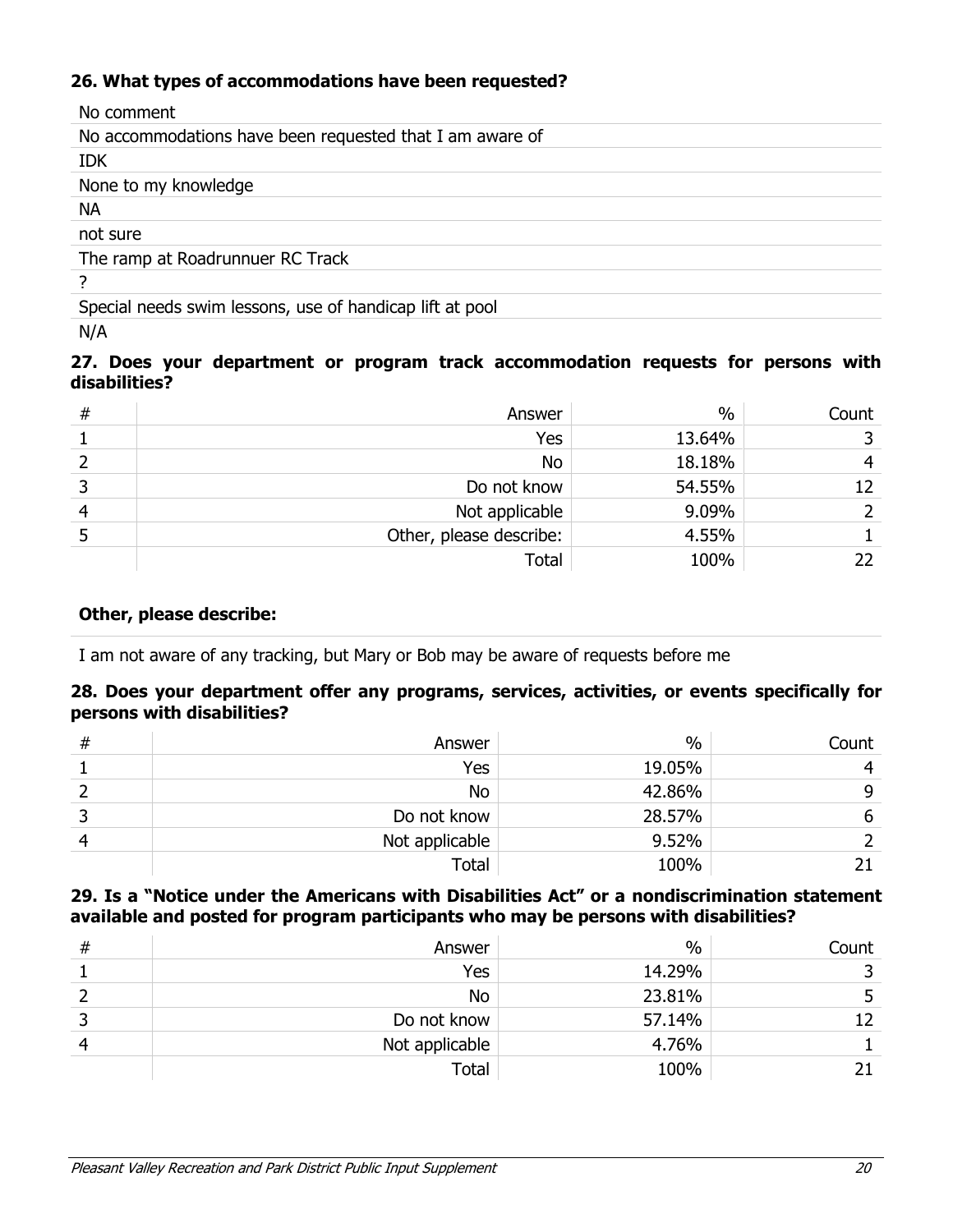### 26. What types of accommodations have been requested?

No comment

No accommodations have been requested that I am aware of

IDK

None to my knowledge

NA

not sure

The ramp at Roadrunnuer RC Track

?

Special needs swim lessons, use of handicap lift at pool

N/A

### 27. Does your department or program track accommodation requests for persons with disabilities?

| # | Answer | % | Count |
|---|---|---|---|
| 1 | Yes | 13.64% | 3 |
| 2 | No | 18.18% | 4 |
| 3 | Do not know | 54.55% | 12 |
| 4 | Not applicable | 9.09% | 2 |
| 5 | Other, please describe: | 4.55% | 1 |
| | Total | 100% | 22 |

**Other, please describe:**

I am not aware of any tracking, but Mary or Bob may be aware of requests before me

### 28. Does your department offer any programs, services, activities, or events specifically for persons with disabilities?

| # | Answer | % | Count |
|---|---|---|---|
| 1 | Yes | 19.05% | 4 |
| 2 | No | 42.86% | 9 |
| 3 | Do not know | 28.57% | 6 |
| 4 | Not applicable | 9.52% | 2 |
| | Total | 100% | 21 |

### 29. Is a "Notice under the Americans with Disabilities Act" or a nondiscrimination statement available and posted for program participants who may be persons with disabilities?

| # | Answer | % | Count |
|---|---|---|---|
| 1 | Yes | 14.29% | 3 |
| 2 | No | 23.81% | 5 |
| 3 | Do not know | 57.14% | 12 |
| 4 | Not applicable | 4.76% | 1 |
| | Total | 100% | 21 |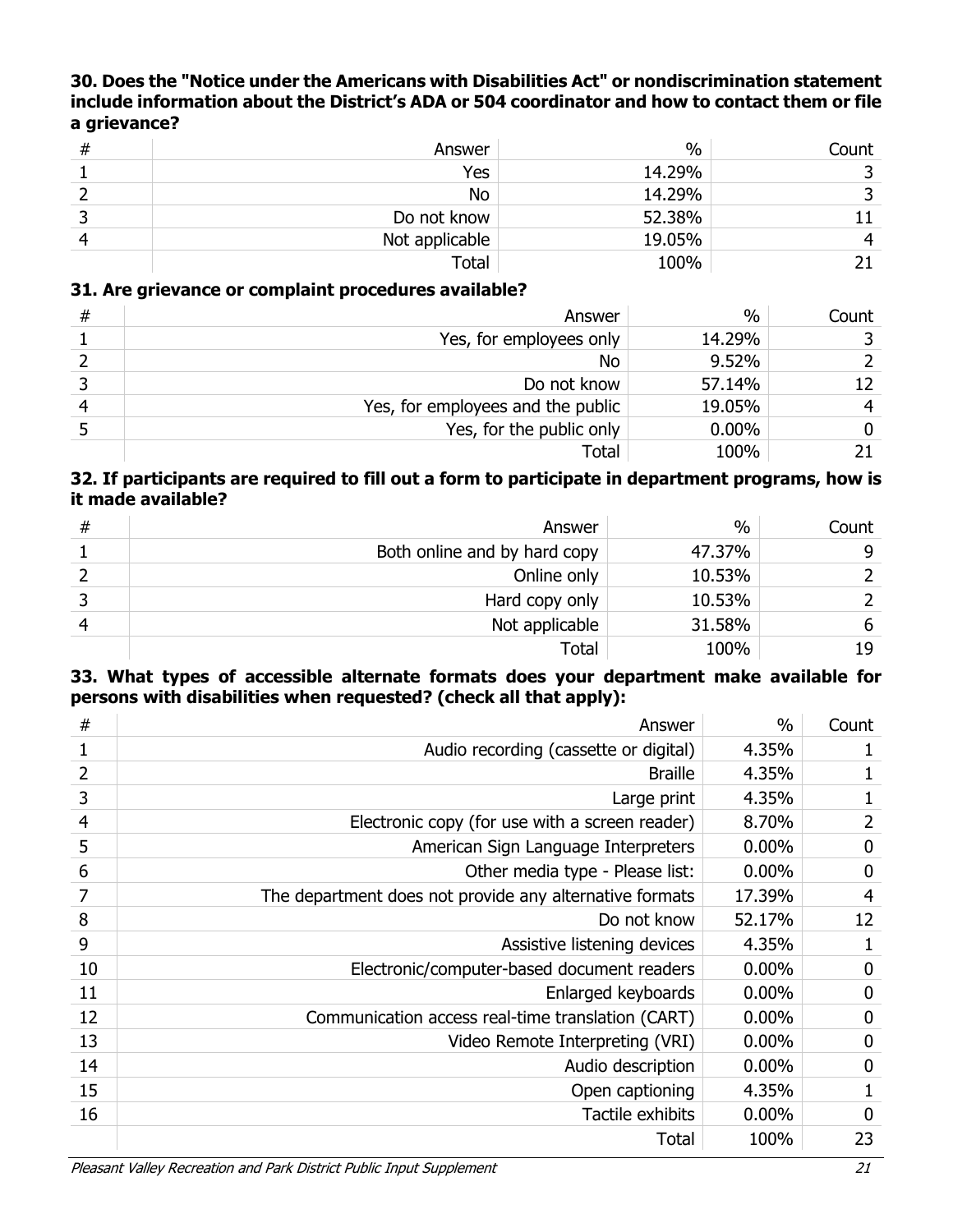**30. Does the "Notice under the Americans with Disabilities Act" or nondiscrimination statement include information about the District's ADA or 504 coordinator and how to contact them or file a grievance?**

| # | Answer | % | Count |
|---|---|---|---|
| 1 | Yes | 14.29% | 3 |
| 2 | No | 14.29% | 3 |
| 3 | Do not know | 52.38% | 11 |
| 4 | Not applicable | 19.05% | 4 |
| | Total | 100% | 21 |

**31. Are grievance or complaint procedures available?**

| # | Answer | % | Count |
|---|---|---|---|
| 1 | Yes, for employees only | 14.29% | 3 |
| 2 | No | 9.52% | 2 |
| 3 | Do not know | 57.14% | 12 |
| 4 | Yes, for employees and the public | 19.05% | 4 |
| 5 | Yes, for the public only | 0.00% | 0 |
| | Total | 100% | 21 |

**32. If participants are required to fill out a form to participate in department programs, how is it made available?**

| # | Answer | % | Count |
|---|---|---|---|
| 1 | Both online and by hard copy | 47.37% | 9 |
| 2 | Online only | 10.53% | 2 |
| 3 | Hard copy only | 10.53% | 2 |
| 4 | Not applicable | 31.58% | 6 |
| | Total | 100% | 19 |

**33. What types of accessible alternate formats does your department make available for persons with disabilities when requested? (check all that apply):**

| # | Answer | % | Count |
|---|---|---|---|
| 1 | Audio recording (cassette or digital) | 4.35% | 1 |
| 2 | Braille | 4.35% | 1 |
| 3 | Large print | 4.35% | 1 |
| 4 | Electronic copy (for use with a screen reader) | 8.70% | 2 |
| 5 | American Sign Language Interpreters | 0.00% | 0 |
| 6 | Other media type - Please list: | 0.00% | 0 |
| 7 | The department does not provide any alternative formats | 17.39% | 4 |
| 8 | Do not know | 52.17% | 12 |
| 9 | Assistive listening devices | 4.35% | 1 |
| 10 | Electronic/computer-based document readers | 0.00% | 0 |
| 11 | Enlarged keyboards | 0.00% | 0 |
| 12 | Communication access real-time translation (CART) | 0.00% | 0 |
| 13 | Video Remote Interpreting (VRI) | 0.00% | 0 |
| 14 | Audio description | 0.00% | 0 |
| 15 | Open captioning | 4.35% | 1 |
| 16 | Tactile exhibits | 0.00% | 0 |
| | Total | 100% | 23 |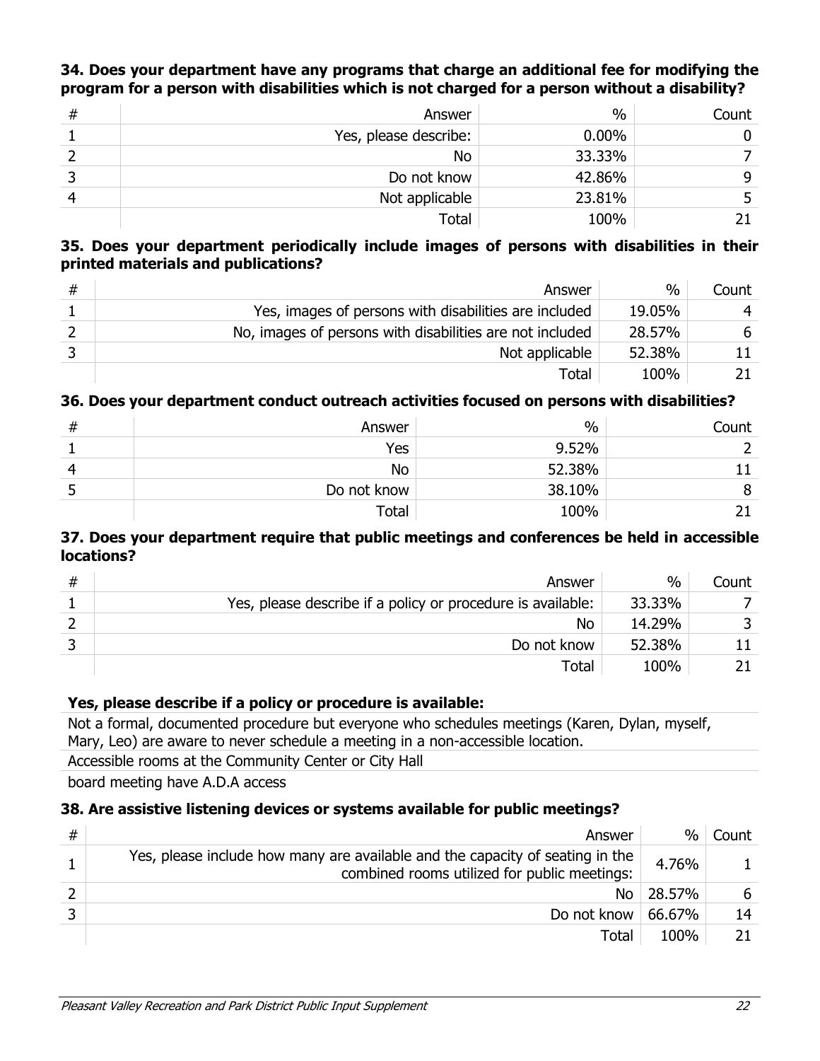**34. Does your department have any programs that charge an additional fee for modifying the program for a person with disabilities which is not charged for a person without a disability?**

| # | Answer | % | Count |
|---|---|---|---|
| 1 | Yes, please describe: | 0.00% | 0 |
| 2 | No | 33.33% | 7 |
| 3 | Do not know | 42.86% | 9 |
| 4 | Not applicable | 23.81% | 5 |
| | Total | 100% | 21 |

**35. Does your department periodically include images of persons with disabilities in their printed materials and publications?**

| # | Answer | % | Count |
|---|---|---|---|
| 1 | Yes, images of persons with disabilities are included | 19.05% | 4 |
| 2 | No, images of persons with disabilities are not included | 28.57% | 6 |
| 3 | Not applicable | 52.38% | 11 |
| | Total | 100% | 21 |

**36. Does your department conduct outreach activities focused on persons with disabilities?**

| # | Answer | % | Count |
|---|---|---|---|
| 1 | Yes | 9.52% | 2 |
| 4 | No | 52.38% | 11 |
| 5 | Do not know | 38.10% | 8 |
| | Total | 100% | 21 |

**37. Does your department require that public meetings and conferences be held in accessible locations?**

| # | Answer | % | Count |
|---|---|---|---|
| 1 | Yes, please describe if a policy or procedure is available: | 33.33% | 7 |
| 2 | No | 14.29% | 3 |
| 3 | Do not know | 52.38% | 11 |
| | Total | 100% | 21 |

**Yes, please describe if a policy or procedure is available:**

Not a formal, documented procedure but everyone who schedules meetings (Karen, Dylan, myself, Mary, Leo) are aware to never schedule a meeting in a non-accessible location.

Accessible rooms at the Community Center or City Hall

board meeting have A.D.A access

**38. Are assistive listening devices or systems available for public meetings?**

| # | Answer | % | Count |
|---|---|---|---|
| 1 | Yes, please include how many are available and the capacity of seating in the combined rooms utilized for public meetings: | 4.76% | 1 |
| 2 | No | 28.57% | 6 |
| 3 | Do not know | 66.67% | 14 |
| | Total | 100% | 21 |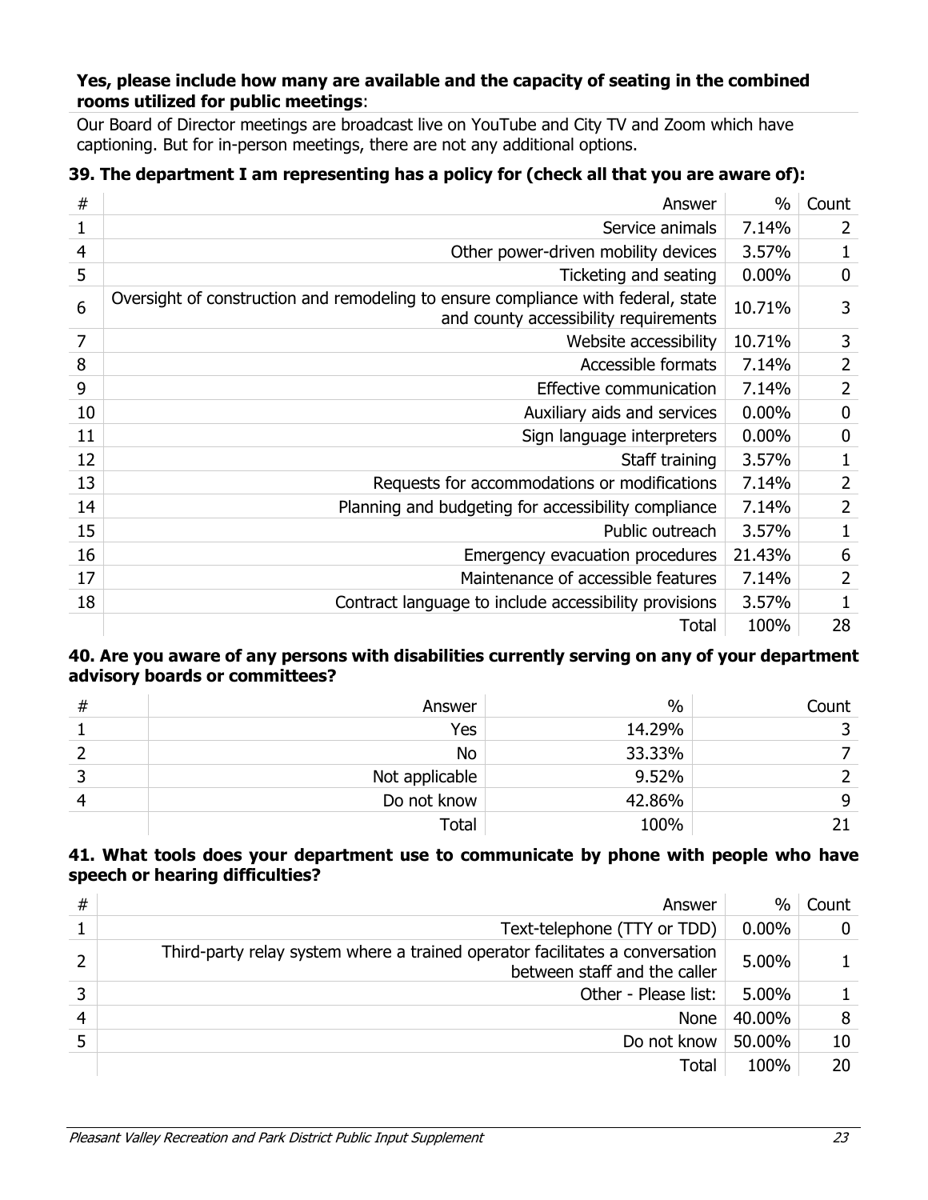**Yes, please include how many are available and the capacity of seating in the combined rooms utilized for public meetings**:

Our Board of Director meetings are broadcast live on YouTube and City TV and Zoom which have captioning. But for in-person meetings, there are not any additional options.

### 39. The department I am representing has a policy for (check all that you are aware of):

| # | Answer | % | Count |
|---|---|---|---|
| 1 | Service animals | 7.14% | 2 |
| 4 | Other power-driven mobility devices | 3.57% | 1 |
| 5 | Ticketing and seating | 0.00% | 0 |
| 6 | Oversight of construction and remodeling to ensure compliance with federal, state and county accessibility requirements | 10.71% | 3 |
| 7 | Website accessibility | 10.71% | 3 |
| 8 | Accessible formats | 7.14% | 2 |
| 9 | Effective communication | 7.14% | 2 |
| 10 | Auxiliary aids and services | 0.00% | 0 |
| 11 | Sign language interpreters | 0.00% | 0 |
| 12 | Staff training | 3.57% | 1 |
| 13 | Requests for accommodations or modifications | 7.14% | 2 |
| 14 | Planning and budgeting for accessibility compliance | 7.14% | 2 |
| 15 | Public outreach | 3.57% | 1 |
| 16 | Emergency evacuation procedures | 21.43% | 6 |
| 17 | Maintenance of accessible features | 7.14% | 2 |
| 18 | Contract language to include accessibility provisions | 3.57% | 1 |
| | Total | 100% | 28 |

### 40. Are you aware of any persons with disabilities currently serving on any of your department advisory boards or committees?

| # | Answer | % | Count |
|---|---|---|---|
| 1 | Yes | 14.29% | 3 |
| 2 | No | 33.33% | 7 |
| 3 | Not applicable | 9.52% | 2 |
| 4 | Do not know | 42.86% | 9 |
| | Total | 100% | 21 |

### 41. What tools does your department use to communicate by phone with people who have speech or hearing difficulties?

| # | Answer | % | Count |
|---|---|---|---|
| 1 | Text-telephone (TTY or TDD) | 0.00% | 0 |
| 2 | Third-party relay system where a trained operator facilitates a conversation between staff and the caller | 5.00% | 1 |
| 3 | Other - Please list: | 5.00% | 1 |
| 4 | None | 40.00% | 8 |
| 5 | Do not know | 50.00% | 10 |
| | Total | 100% | 20 |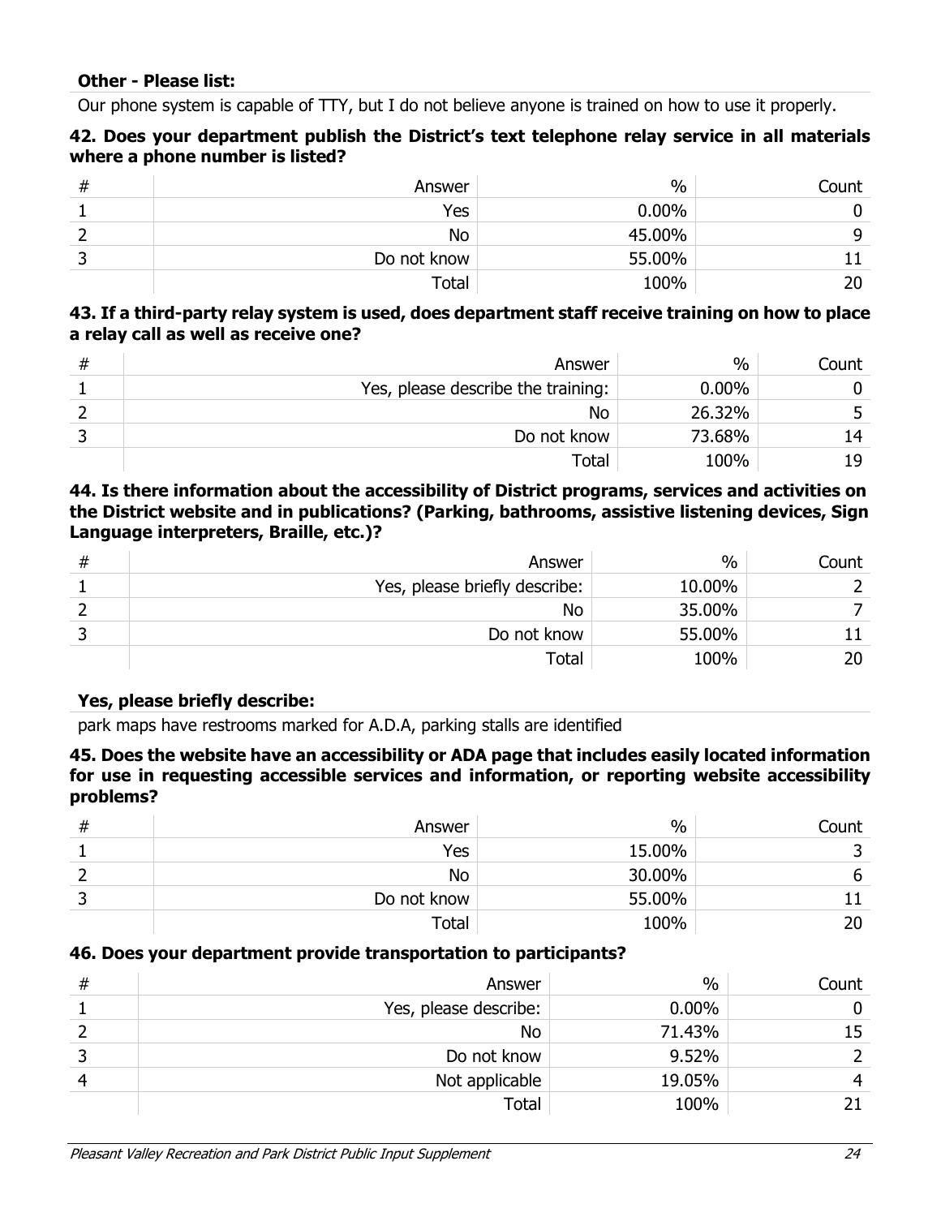**Other - Please list:**

Our phone system is capable of TTY, but I do not believe anyone is trained on how to use it properly.

**42. Does your department publish the District's text telephone relay service in all materials where a phone number is listed?**

| # | Answer | % | Count |
|---|---|---|---|
| 1 | Yes | 0.00% | 0 |
| 2 | No | 45.00% | 9 |
| 3 | Do not know | 55.00% | 11 |
| | Total | 100% | 20 |

**43. If a third-party relay system is used, does department staff receive training on how to place a relay call as well as receive one?**

| # | Answer | % | Count |
|---|---|---|---|
| 1 | Yes, please describe the training: | 0.00% | 0 |
| 2 | No | 26.32% | 5 |
| 3 | Do not know | 73.68% | 14 |
| | Total | 100% | 19 |

**44. Is there information about the accessibility of District programs, services and activities on the District website and in publications? (Parking, bathrooms, assistive listening devices, Sign Language interpreters, Braille, etc.)?**

| # | Answer | % | Count |
|---|---|---|---|
| 1 | Yes, please briefly describe: | 10.00% | 2 |
| 2 | No | 35.00% | 7 |
| 3 | Do not know | 55.00% | 11 |
| | Total | 100% | 20 |

**Yes, please briefly describe:**

park maps have restrooms marked for A.D.A, parking stalls are identified

**45. Does the website have an accessibility or ADA page that includes easily located information for use in requesting accessible services and information, or reporting website accessibility problems?**

| # | Answer | % | Count |
|---|---|---|---|
| 1 | Yes | 15.00% | 3 |
| 2 | No | 30.00% | 6 |
| 3 | Do not know | 55.00% | 11 |
| | Total | 100% | 20 |

**46. Does your department provide transportation to participants?**

| # | Answer | % | Count |
|---|---|---|---|
| 1 | Yes, please describe: | 0.00% | 0 |
| 2 | No | 71.43% | 15 |
| 3 | Do not know | 9.52% | 2 |
| 4 | Not applicable | 19.05% | 4 |
| | Total | 100% | 21 |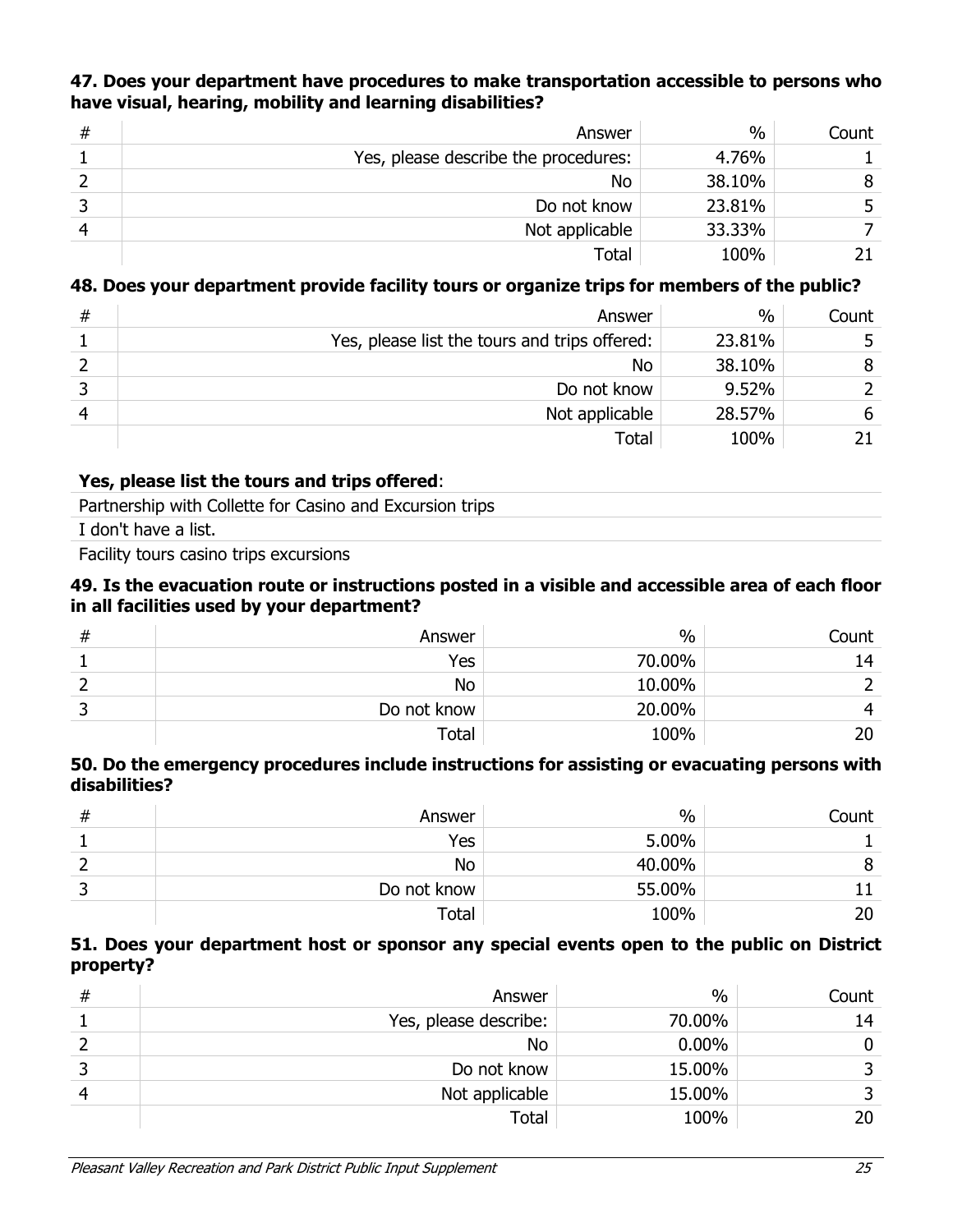**47. Does your department have procedures to make transportation accessible to persons who have visual, hearing, mobility and learning disabilities?**

| # | Answer | % | Count |
|---|---|---|---|
| 1 | Yes, please describe the procedures: | 4.76% | 1 |
| 2 | No | 38.10% | 8 |
| 3 | Do not know | 23.81% | 5 |
| 4 | Not applicable | 33.33% | 7 |
| | Total | 100% | 21 |

**48. Does your department provide facility tours or organize trips for members of the public?**

| # | Answer | % | Count |
|---|---|---|---|
| 1 | Yes, please list the tours and trips offered: | 23.81% | 5 |
| 2 | No | 38.10% | 8 |
| 3 | Do not know | 9.52% | 2 |
| 4 | Not applicable | 28.57% | 6 |
| | Total | 100% | 21 |

**Yes, please list the tours and trips offered**:

Partnership with Collette for Casino and Excursion trips

I don't have a list.

Facility tours casino trips excursions

**49. Is the evacuation route or instructions posted in a visible and accessible area of each floor in all facilities used by your department?**

| # | Answer | % | Count |
|---|---|---|---|
| 1 | Yes | 70.00% | 14 |
| 2 | No | 10.00% | 2 |
| 3 | Do not know | 20.00% | 4 |
| | Total | 100% | 20 |

**50. Do the emergency procedures include instructions for assisting or evacuating persons with disabilities?**

| # | Answer | % | Count |
|---|---|---|---|
| 1 | Yes | 5.00% | 1 |
| 2 | No | 40.00% | 8 |
| 3 | Do not know | 55.00% | 11 |
| | Total | 100% | 20 |

**51. Does your department host or sponsor any special events open to the public on District property?**

| # | Answer | % | Count |
|---|---|---|---|
| 1 | Yes, please describe: | 70.00% | 14 |
| 2 | No | 0.00% | 0 |
| 3 | Do not know | 15.00% | 3 |
| 4 | Not applicable | 15.00% | 3 |
| | Total | 100% | 20 |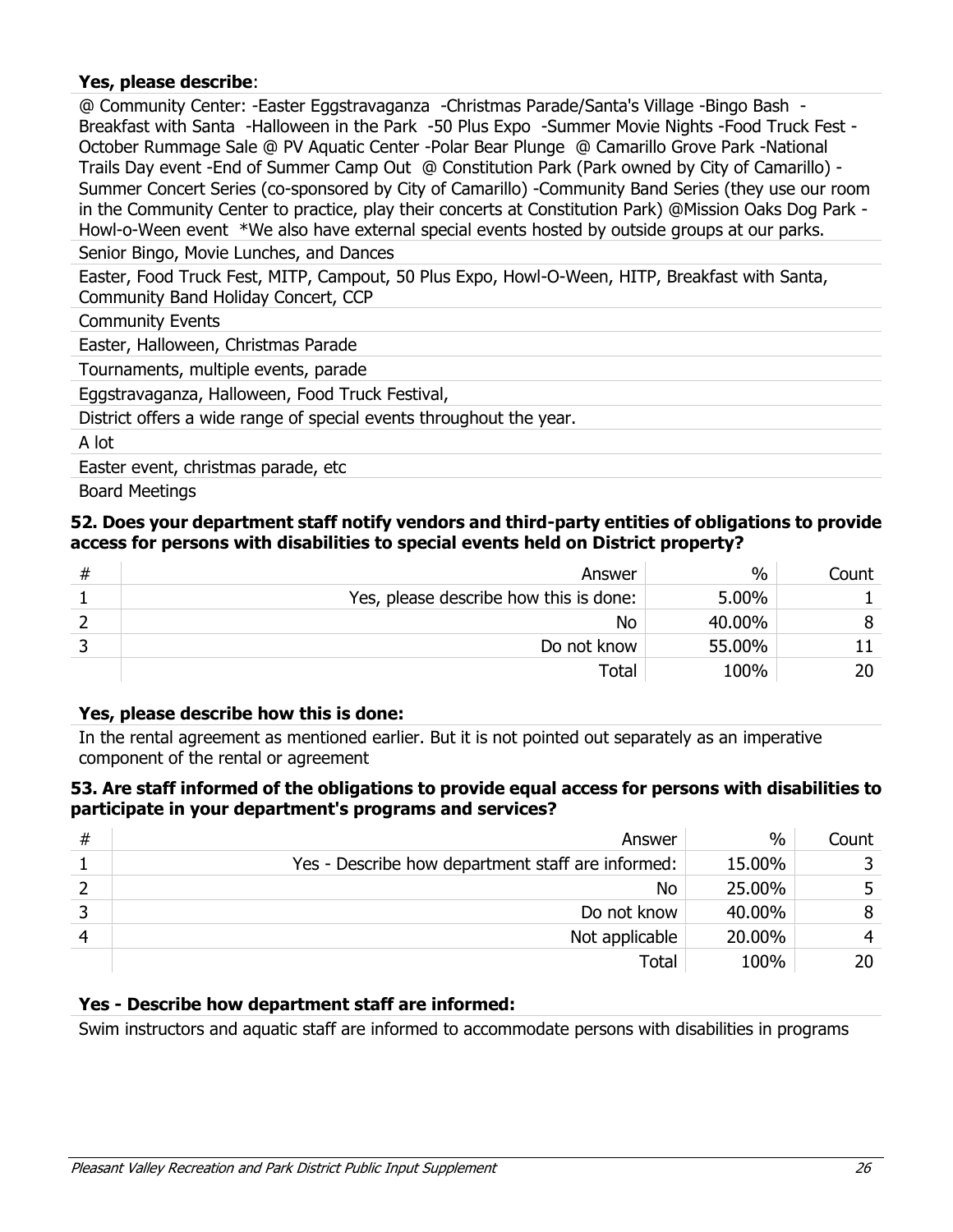**Yes, please describe**:

@ Community Center: -Easter Eggstravaganza -Christmas Parade/Santa's Village -Bingo Bash -Breakfast with Santa -Halloween in the Park -50 Plus Expo -Summer Movie Nights -Food Truck Fest -October Rummage Sale @ PV Aquatic Center -Polar Bear Plunge @ Camarillo Grove Park -National Trails Day event -End of Summer Camp Out @ Constitution Park (Park owned by City of Camarillo) -Summer Concert Series (co-sponsored by City of Camarillo) -Community Band Series (they use our room in the Community Center to practice, play their concerts at Constitution Park) @Mission Oaks Dog Park -Howl-o-Ween event *We also have external special events hosted by outside groups at our parks.

Senior Bingo, Movie Lunches, and Dances

Easter, Food Truck Fest, MITP, Campout, 50 Plus Expo, Howl-O-Ween, HITP, Breakfast with Santa, Community Band Holiday Concert, CCP

Community Events

Easter, Halloween, Christmas Parade

Tournaments, multiple events, parade

Eggstravaganza, Halloween, Food Truck Festival,

District offers a wide range of special events throughout the year.

A lot

Easter event, christmas parade, etc

Board Meetings

**52. Does your department staff notify vendors and third-party entities of obligations to provide access for persons with disabilities to special events held on District property?**

| # | Answer | % | Count |
|---|---|---|---|
| 1 | Yes, please describe how this is done: | 5.00% | 1 |
| 2 | No | 40.00% | 8 |
| 3 | Do not know | 55.00% | 11 |
| | Total | 100% | 20 |

**Yes, please describe how this is done:**

In the rental agreement as mentioned earlier. But it is not pointed out separately as an imperative component of the rental or agreement

**53. Are staff informed of the obligations to provide equal access for persons with disabilities to participate in your department's programs and services?**

| # | Answer | % | Count |
|---|---|---|---|
| 1 | Yes - Describe how department staff are informed: | 15.00% | 3 |
| 2 | No | 25.00% | 5 |
| 3 | Do not know | 40.00% | 8 |
| 4 | Not applicable | 20.00% | 4 |
| | Total | 100% | 20 |

**Yes - Describe how department staff are informed:**

Swim instructors and aquatic staff are informed to accommodate persons with disabilities in programs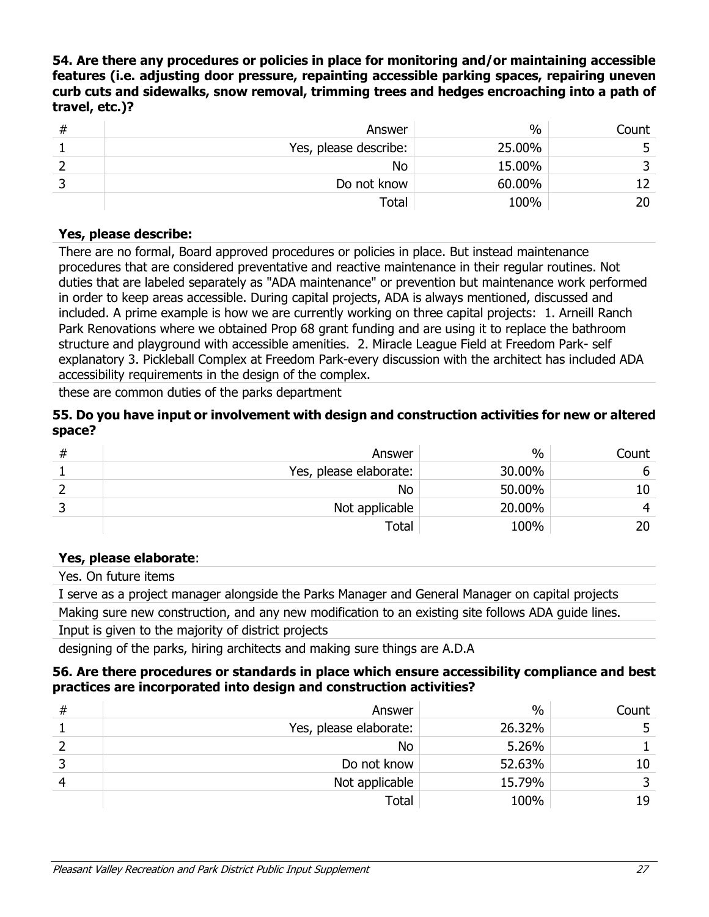**54. Are there any procedures or policies in place for monitoring and/or maintaining accessible features (i.e. adjusting door pressure, repainting accessible parking spaces, repairing uneven curb cuts and sidewalks, snow removal, trimming trees and hedges encroaching into a path of travel, etc.)?**

| # | Answer | % | Count |
|---|---|---|---|
| 1 | Yes, please describe: | 25.00% | 5 |
| 2 | No | 15.00% | 3 |
| 3 | Do not know | 60.00% | 12 |
| | Total | 100% | 20 |

**Yes, please describe:**

There are no formal, Board approved procedures or policies in place. But instead maintenance procedures that are considered preventative and reactive maintenance in their regular routines. Not duties that are labeled separately as "ADA maintenance" or prevention but maintenance work performed in order to keep areas accessible. During capital projects, ADA is always mentioned, discussed and included. A prime example is how we are currently working on three capital projects: 1. Arneill Ranch Park Renovations where we obtained Prop 68 grant funding and are using it to replace the bathroom structure and playground with accessible amenities. 2. Miracle League Field at Freedom Park- self explanatory 3. Pickleball Complex at Freedom Park-every discussion with the architect has included ADA accessibility requirements in the design of the complex.

these are common duties of the parks department

**55. Do you have input or involvement with design and construction activities for new or altered space?**

| # | Answer | % | Count |
|---|---|---|---|
| 1 | Yes, please elaborate: | 30.00% | 6 |
| 2 | No | 50.00% | 10 |
| 3 | Not applicable | 20.00% | 4 |
| | Total | 100% | 20 |

**Yes, please elaborate**:

Yes. On future items

I serve as a project manager alongside the Parks Manager and General Manager on capital projects

Making sure new construction, and any new modification to an existing site follows ADA guide lines.

Input is given to the majority of district projects

designing of the parks, hiring architects and making sure things are A.D.A

**56. Are there procedures or standards in place which ensure accessibility compliance and best practices are incorporated into design and construction activities?**

| # | Answer | % | Count |
|---|---|---|---|
| 1 | Yes, please elaborate: | 26.32% | 5 |
| 2 | No | 5.26% | 1 |
| 3 | Do not know | 52.63% | 10 |
| 4 | Not applicable | 15.79% | 3 |
| | Total | 100% | 19 |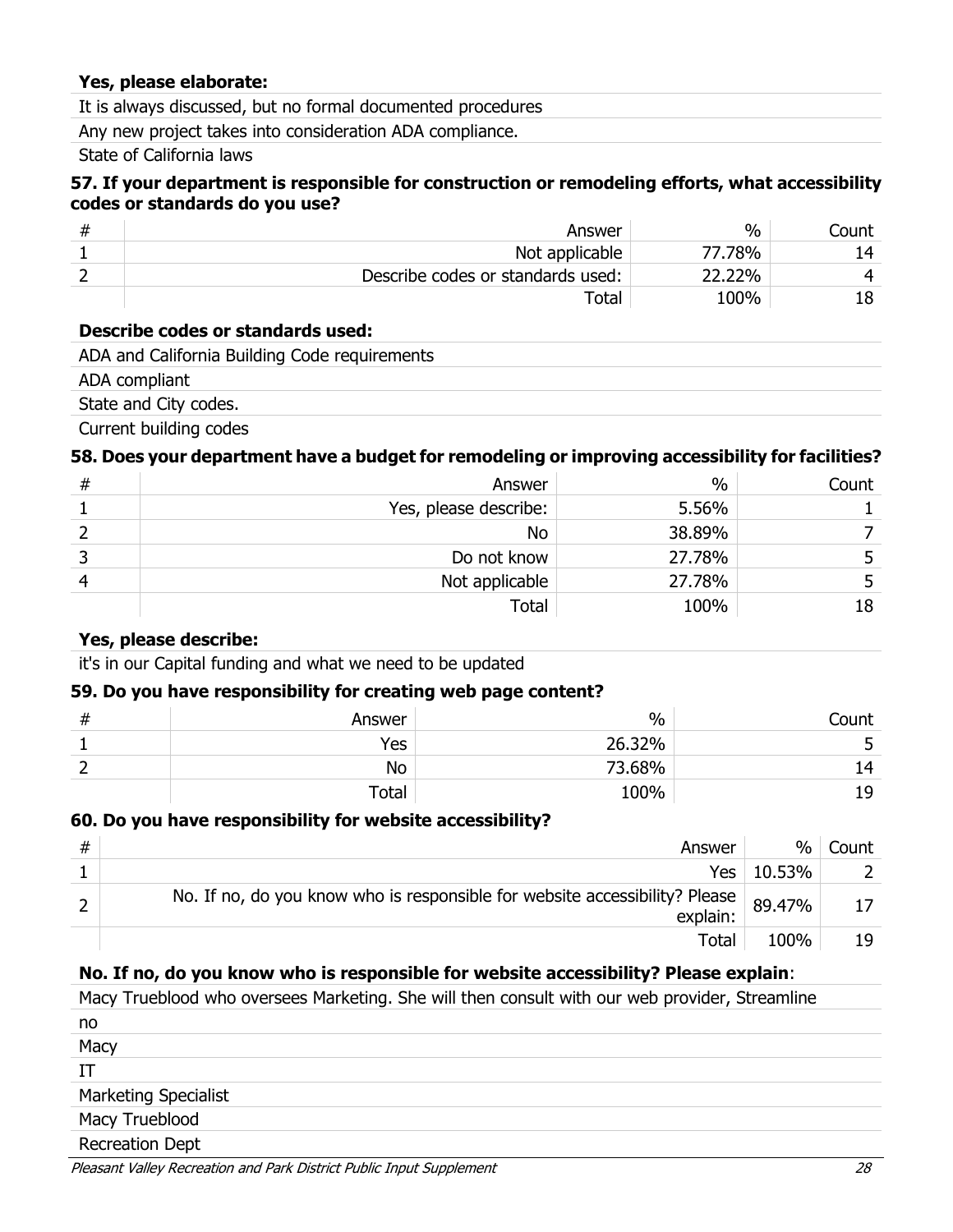**Yes, please elaborate:**

It is always discussed, but no formal documented procedures

Any new project takes into consideration ADA compliance.

State of California laws

### 57. If your department is responsible for construction or remodeling efforts, what accessibility codes or standards do you use?

| # | Answer | % | Count |
|---|---|---|---|
| 1 | Not applicable | 77.78% | 14 |
| 2 | Describe codes or standards used: | 22.22% | 4 |
| | Total | 100% | 18 |

**Describe codes or standards used:**

ADA and California Building Code requirements

ADA compliant

State and City codes.

Current building codes

### 58. Does your department have a budget for remodeling or improving accessibility for facilities?

| # | Answer | % | Count |
|---|---|---|---|
| 1 | Yes, please describe: | 5.56% | 1 |
| 2 | No | 38.89% | 7 |
| 3 | Do not know | 27.78% | 5 |
| 4 | Not applicable | 27.78% | 5 |
| | Total | 100% | 18 |

**Yes, please describe:**

it's in our Capital funding and what we need to be updated

### 59. Do you have responsibility for creating web page content?

| # | Answer | % | Count |
|---|---|---|---|
| 1 | Yes | 26.32% | 5 |
| 2 | No | 73.68% | 14 |
| | Total | 100% | 19 |

### 60. Do you have responsibility for website accessibility?

| # | Answer | % | Count |
|---|---|---|---|
| 1 | Yes | 10.53% | 2 |
| 2 | No. If no, do you know who is responsible for website accessibility? Please explain: | 89.47% | 17 |
| | Total | 100% | 19 |

**No. If no, do you know who is responsible for website accessibility? Please explain**:

Macy Trueblood who oversees Marketing. She will then consult with our web provider, Streamline

no

Macy

IT

Marketing Specialist

Macy Trueblood

Recreation Dept